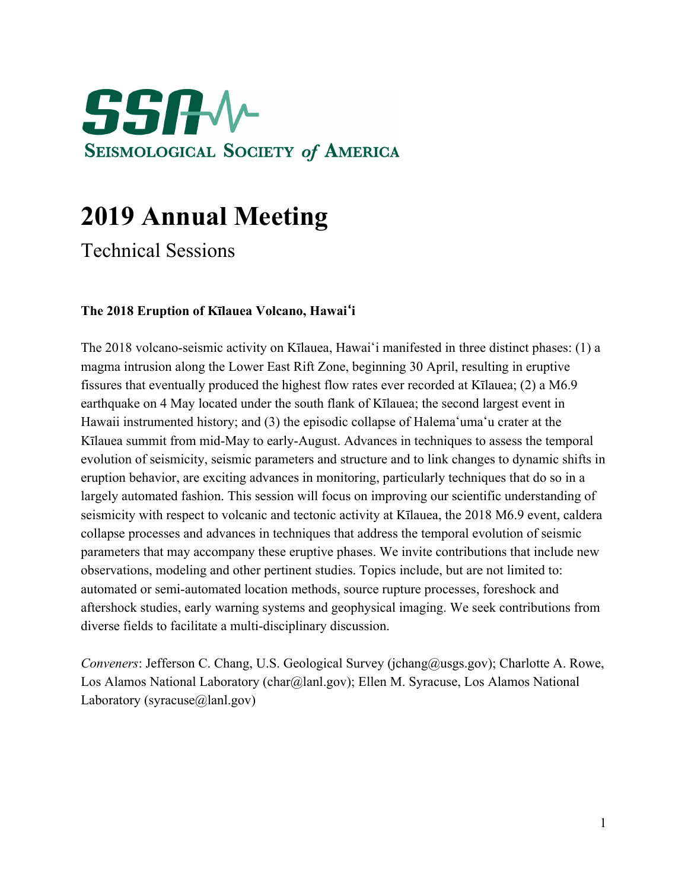SSA
SEISMOLOGICAL SOCIETY of AMERICA

# 2019 Annual Meeting

## Technical Sessions

**The 2018 Eruption of Kīlauea Volcano, Hawaiʻi**

The 2018 volcano-seismic activity on Kīlauea, Hawaiʻi manifested in three distinct phases: (1) a magma intrusion along the Lower East Rift Zone, beginning 30 April, resulting in eruptive fissures that eventually produced the highest flow rates ever recorded at Kīlauea; (2) a M6.9 earthquake on 4 May located under the south flank of Kīlauea; the second largest event in Hawaii instrumented history; and (3) the episodic collapse of Halemaʻumaʻu crater at the Kīlauea summit from mid-May to early-August. Advances in techniques to assess the temporal evolution of seismicity, seismic parameters and structure and to link changes to dynamic shifts in eruption behavior, are exciting advances in monitoring, particularly techniques that do so in a largely automated fashion. This session will focus on improving our scientific understanding of seismicity with respect to volcanic and tectonic activity at Kīlauea, the 2018 M6.9 event, caldera collapse processes and advances in techniques that address the temporal evolution of seismic parameters that may accompany these eruptive phases. We invite contributions that include new observations, modeling and other pertinent studies. Topics include, but are not limited to: automated or semi-automated location methods, source rupture processes, foreshock and aftershock studies, early warning systems and geophysical imaging. We seek contributions from diverse fields to facilitate a multi-disciplinary discussion.

*Conveners*: Jefferson C. Chang, U.S. Geological Survey (jchang@usgs.gov); Charlotte A. Rowe, Los Alamos National Laboratory (char@lanl.gov); Ellen M. Syracuse, Los Alamos National Laboratory (syracuse@lanl.gov)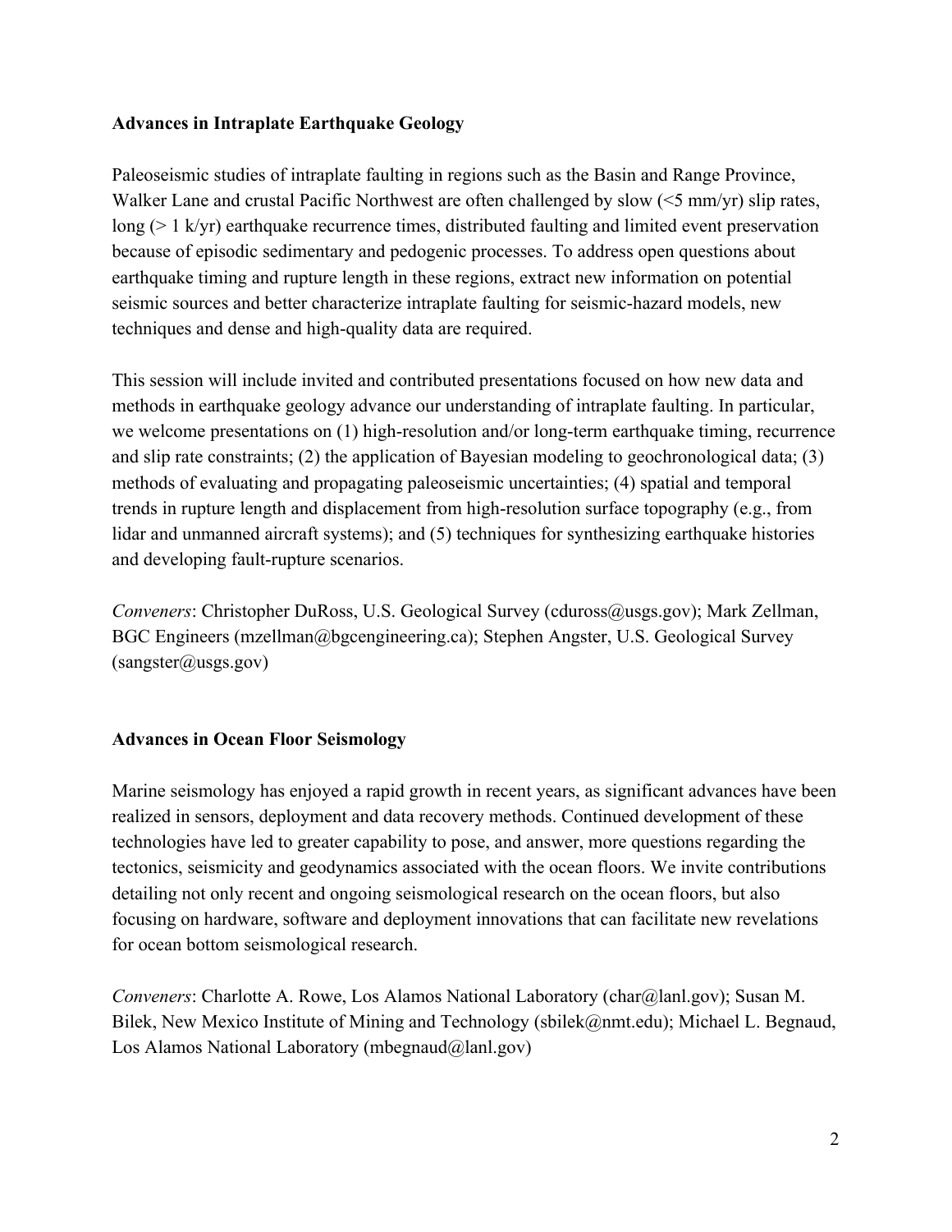**Advances in Intraplate Earthquake Geology**

Paleoseismic studies of intraplate faulting in regions such as the Basin and Range Province, Walker Lane and crustal Pacific Northwest are often challenged by slow (<5 mm/yr) slip rates, long (> 1 k/yr) earthquake recurrence times, distributed faulting and limited event preservation because of episodic sedimentary and pedogenic processes. To address open questions about earthquake timing and rupture length in these regions, extract new information on potential seismic sources and better characterize intraplate faulting for seismic-hazard models, new techniques and dense and high-quality data are required.

This session will include invited and contributed presentations focused on how new data and methods in earthquake geology advance our understanding of intraplate faulting. In particular, we welcome presentations on (1) high-resolution and/or long-term earthquake timing, recurrence and slip rate constraints; (2) the application of Bayesian modeling to geochronological data; (3) methods of evaluating and propagating paleoseismic uncertainties; (4) spatial and temporal trends in rupture length and displacement from high-resolution surface topography (e.g., from lidar and unmanned aircraft systems); and (5) techniques for synthesizing earthquake histories and developing fault-rupture scenarios.

*Conveners*: Christopher DuRoss, U.S. Geological Survey (cduross@usgs.gov); Mark Zellman, BGC Engineers (mzellman@bgcengineering.ca); Stephen Angster, U.S. Geological Survey (sangster@usgs.gov)

**Advances in Ocean Floor Seismology**

Marine seismology has enjoyed a rapid growth in recent years, as significant advances have been realized in sensors, deployment and data recovery methods. Continued development of these technologies have led to greater capability to pose, and answer, more questions regarding the tectonics, seismicity and geodynamics associated with the ocean floors. We invite contributions detailing not only recent and ongoing seismological research on the ocean floors, but also focusing on hardware, software and deployment innovations that can facilitate new revelations for ocean bottom seismological research.

*Conveners*: Charlotte A. Rowe, Los Alamos National Laboratory (char@lanl.gov); Susan M. Bilek, New Mexico Institute of Mining and Technology (sbilek@nmt.edu); Michael L. Begnaud, Los Alamos National Laboratory (mbegnaud@lanl.gov)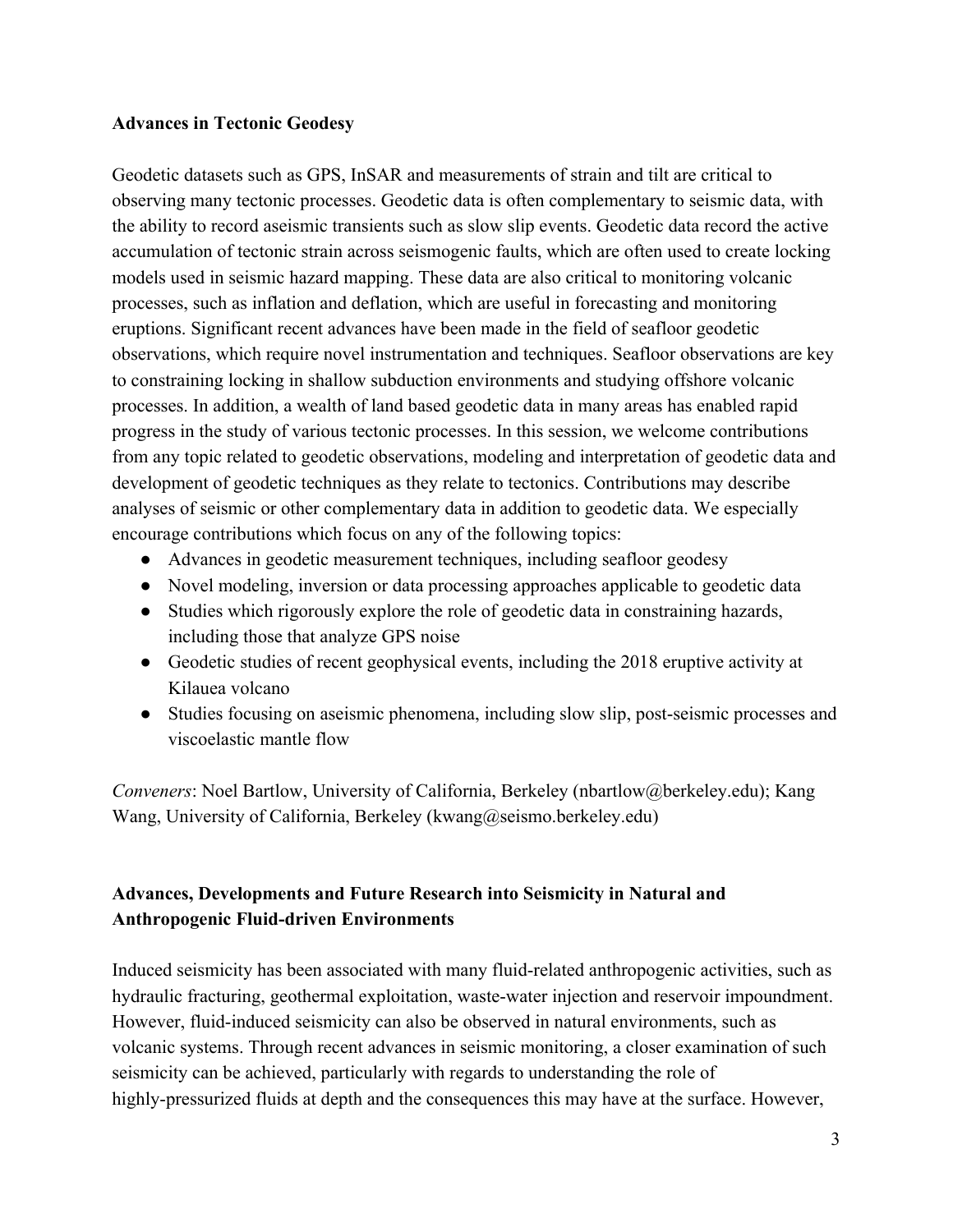**Advances in Tectonic Geodesy**

Geodetic datasets such as GPS, InSAR and measurements of strain and tilt are critical to observing many tectonic processes. Geodetic data is often complementary to seismic data, with the ability to record aseismic transients such as slow slip events. Geodetic data record the active accumulation of tectonic strain across seismogenic faults, which are often used to create locking models used in seismic hazard mapping. These data are also critical to monitoring volcanic processes, such as inflation and deflation, which are useful in forecasting and monitoring eruptions. Significant recent advances have been made in the field of seafloor geodetic observations, which require novel instrumentation and techniques. Seafloor observations are key to constraining locking in shallow subduction environments and studying offshore volcanic processes. In addition, a wealth of land based geodetic data in many areas has enabled rapid progress in the study of various tectonic processes. In this session, we welcome contributions from any topic related to geodetic observations, modeling and interpretation of geodetic data and development of geodetic techniques as they relate to tectonics. Contributions may describe analyses of seismic or other complementary data in addition to geodetic data. We especially encourage contributions which focus on any of the following topics:

- Advances in geodetic measurement techniques, including seafloor geodesy
- Novel modeling, inversion or data processing approaches applicable to geodetic data
- Studies which rigorously explore the role of geodetic data in constraining hazards, including those that analyze GPS noise
- Geodetic studies of recent geophysical events, including the 2018 eruptive activity at Kilauea volcano
- Studies focusing on aseismic phenomena, including slow slip, post-seismic processes and viscoelastic mantle flow

*Conveners*: Noel Bartlow, University of California, Berkeley (nbartlow@berkeley.edu); Kang Wang, University of California, Berkeley (kwang@seismo.berkeley.edu)

**Advances, Developments and Future Research into Seismicity in Natural and Anthropogenic Fluid-driven Environments**

Induced seismicity has been associated with many fluid-related anthropogenic activities, such as hydraulic fracturing, geothermal exploitation, waste-water injection and reservoir impoundment. However, fluid-induced seismicity can also be observed in natural environments, such as volcanic systems. Through recent advances in seismic monitoring, a closer examination of such seismicity can be achieved, particularly with regards to understanding the role of highly-pressurized fluids at depth and the consequences this may have at the surface. However,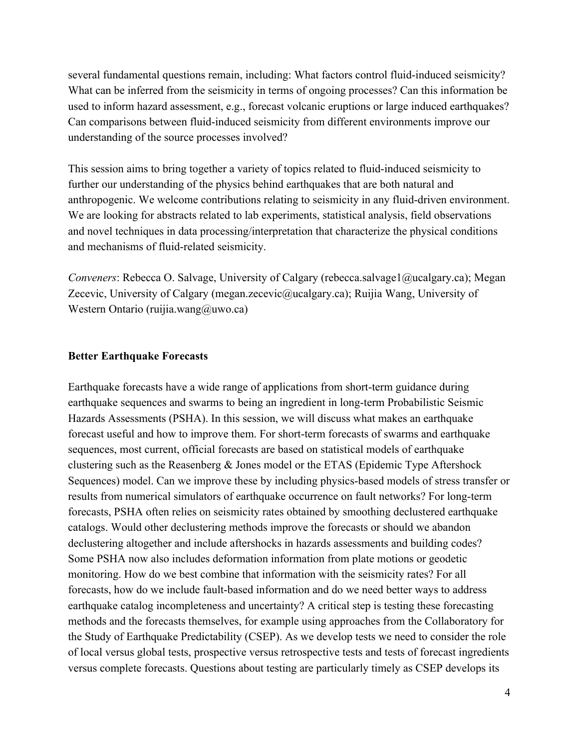several fundamental questions remain, including: What factors control fluid-induced seismicity? What can be inferred from the seismicity in terms of ongoing processes? Can this information be used to inform hazard assessment, e.g., forecast volcanic eruptions or large induced earthquakes? Can comparisons between fluid-induced seismicity from different environments improve our understanding of the source processes involved?

This session aims to bring together a variety of topics related to fluid-induced seismicity to further our understanding of the physics behind earthquakes that are both natural and anthropogenic. We welcome contributions relating to seismicity in any fluid-driven environment. We are looking for abstracts related to lab experiments, statistical analysis, field observations and novel techniques in data processing/interpretation that characterize the physical conditions and mechanisms of fluid-related seismicity.

*Conveners*: Rebecca O. Salvage, University of Calgary (rebecca.salvage1@ucalgary.ca); Megan Zecevic, University of Calgary (megan.zecevic@ucalgary.ca); Ruijia Wang, University of Western Ontario (ruijia.wang@uwo.ca)

**Better Earthquake Forecasts**

Earthquake forecasts have a wide range of applications from short-term guidance during earthquake sequences and swarms to being an ingredient in long-term Probabilistic Seismic Hazards Assessments (PSHA). In this session, we will discuss what makes an earthquake forecast useful and how to improve them. For short-term forecasts of swarms and earthquake sequences, most current, official forecasts are based on statistical models of earthquake clustering such as the Reasenberg & Jones model or the ETAS (Epidemic Type Aftershock Sequences) model. Can we improve these by including physics-based models of stress transfer or results from numerical simulators of earthquake occurrence on fault networks? For long-term forecasts, PSHA often relies on seismicity rates obtained by smoothing declustered earthquake catalogs. Would other declustering methods improve the forecasts or should we abandon declustering altogether and include aftershocks in hazards assessments and building codes? Some PSHA now also includes deformation information from plate motions or geodetic monitoring. How do we best combine that information with the seismicity rates? For all forecasts, how do we include fault-based information and do we need better ways to address earthquake catalog incompleteness and uncertainty? A critical step is testing these forecasting methods and the forecasts themselves, for example using approaches from the Collaboratory for the Study of Earthquake Predictability (CSEP). As we develop tests we need to consider the role of local versus global tests, prospective versus retrospective tests and tests of forecast ingredients versus complete forecasts. Questions about testing are particularly timely as CSEP develops its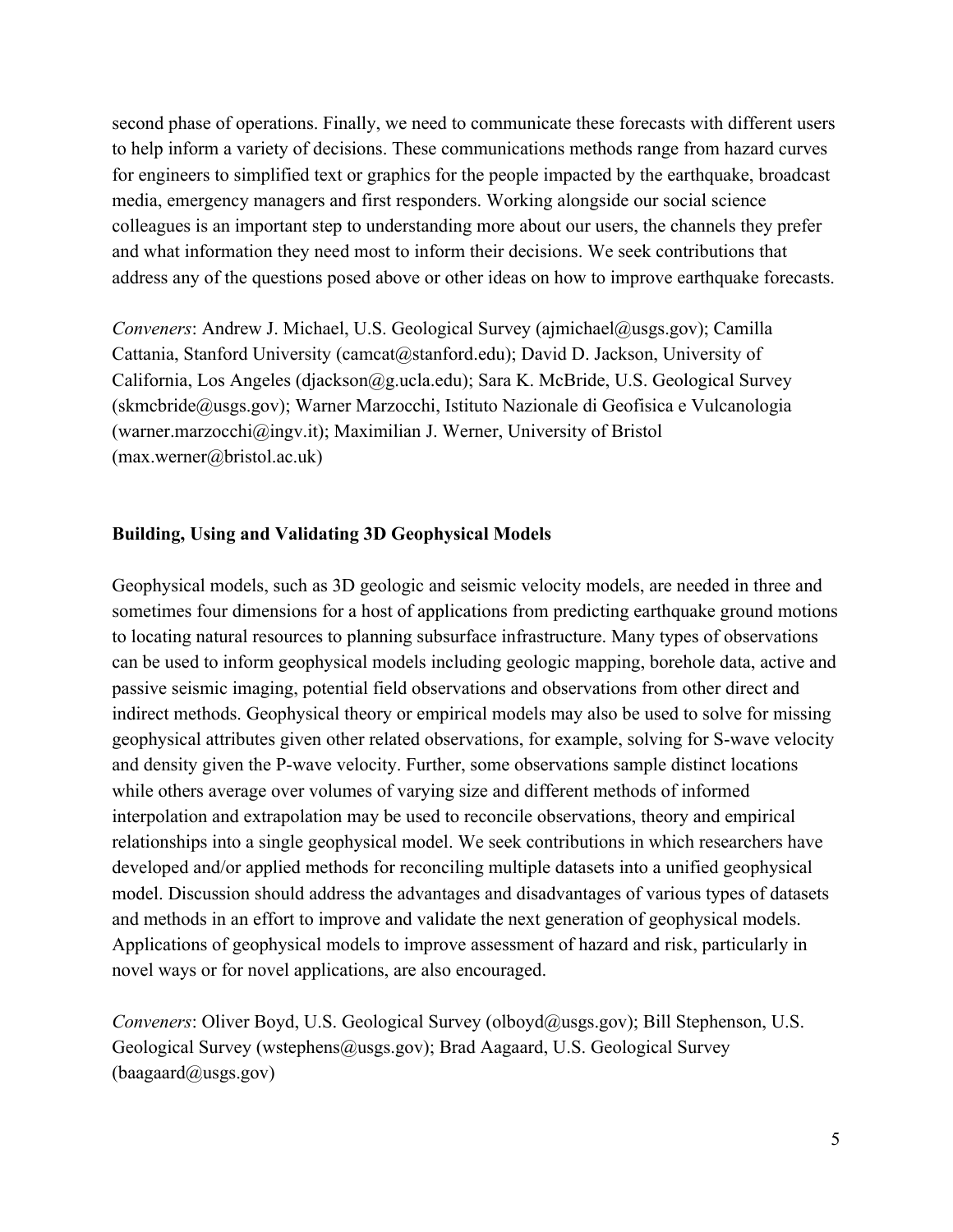second phase of operations. Finally, we need to communicate these forecasts with different users to help inform a variety of decisions. These communications methods range from hazard curves for engineers to simplified text or graphics for the people impacted by the earthquake, broadcast media, emergency managers and first responders. Working alongside our social science colleagues is an important step to understanding more about our users, the channels they prefer and what information they need most to inform their decisions. We seek contributions that address any of the questions posed above or other ideas on how to improve earthquake forecasts.

*Conveners*: Andrew J. Michael, U.S. Geological Survey (ajmichael@usgs.gov); Camilla Cattania, Stanford University (camcat@stanford.edu); David D. Jackson, University of California, Los Angeles (djackson@g.ucla.edu); Sara K. McBride, U.S. Geological Survey (skmcbride@usgs.gov); Warner Marzocchi, Istituto Nazionale di Geofisica e Vulcanologia (warner.marzocchi@ingv.it); Maximilian J. Werner, University of Bristol (max.werner@bristol.ac.uk)

**Building, Using and Validating 3D Geophysical Models**

Geophysical models, such as 3D geologic and seismic velocity models, are needed in three and sometimes four dimensions for a host of applications from predicting earthquake ground motions to locating natural resources to planning subsurface infrastructure. Many types of observations can be used to inform geophysical models including geologic mapping, borehole data, active and passive seismic imaging, potential field observations and observations from other direct and indirect methods. Geophysical theory or empirical models may also be used to solve for missing geophysical attributes given other related observations, for example, solving for S-wave velocity and density given the P-wave velocity. Further, some observations sample distinct locations while others average over volumes of varying size and different methods of informed interpolation and extrapolation may be used to reconcile observations, theory and empirical relationships into a single geophysical model. We seek contributions in which researchers have developed and/or applied methods for reconciling multiple datasets into a unified geophysical model. Discussion should address the advantages and disadvantages of various types of datasets and methods in an effort to improve and validate the next generation of geophysical models. Applications of geophysical models to improve assessment of hazard and risk, particularly in novel ways or for novel applications, are also encouraged.

*Conveners*: Oliver Boyd, U.S. Geological Survey (olboyd@usgs.gov); Bill Stephenson, U.S. Geological Survey (wstephens@usgs.gov); Brad Aagaard, U.S. Geological Survey (baagaard@usgs.gov)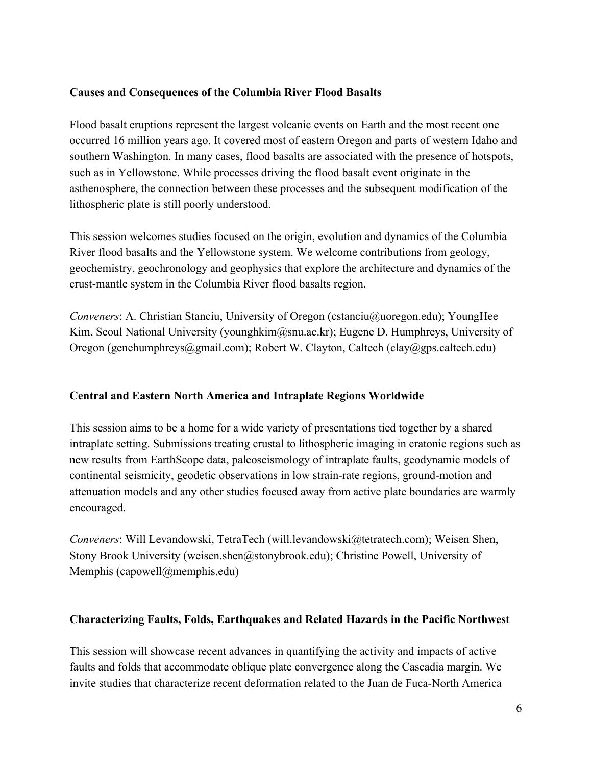**Causes and Consequences of the Columbia River Flood Basalts**

Flood basalt eruptions represent the largest volcanic events on Earth and the most recent one occurred 16 million years ago. It covered most of eastern Oregon and parts of western Idaho and southern Washington. In many cases, flood basalts are associated with the presence of hotspots, such as in Yellowstone. While processes driving the flood basalt event originate in the asthenosphere, the connection between these processes and the subsequent modification of the lithospheric plate is still poorly understood.

This session welcomes studies focused on the origin, evolution and dynamics of the Columbia River flood basalts and the Yellowstone system. We welcome contributions from geology, geochemistry, geochronology and geophysics that explore the architecture and dynamics of the crust-mantle system in the Columbia River flood basalts region.

*Conveners*: A. Christian Stanciu, University of Oregon (cstanciu@uoregon.edu); YoungHee Kim, Seoul National University (younghkim@snu.ac.kr); Eugene D. Humphreys, University of Oregon (genehumphreys@gmail.com); Robert W. Clayton, Caltech (clay@gps.caltech.edu)

**Central and Eastern North America and Intraplate Regions Worldwide**

This session aims to be a home for a wide variety of presentations tied together by a shared intraplate setting. Submissions treating crustal to lithospheric imaging in cratonic regions such as new results from EarthScope data, paleoseismology of intraplate faults, geodynamic models of continental seismicity, geodetic observations in low strain-rate regions, ground-motion and attenuation models and any other studies focused away from active plate boundaries are warmly encouraged.

*Conveners*: Will Levandowski, TetraTech (will.levandowski@tetratech.com); Weisen Shen, Stony Brook University (weisen.shen@stonybrook.edu); Christine Powell, University of Memphis (capowell@memphis.edu)

**Characterizing Faults, Folds, Earthquakes and Related Hazards in the Pacific Northwest**

This session will showcase recent advances in quantifying the activity and impacts of active faults and folds that accommodate oblique plate convergence along the Cascadia margin. We invite studies that characterize recent deformation related to the Juan de Fuca-North America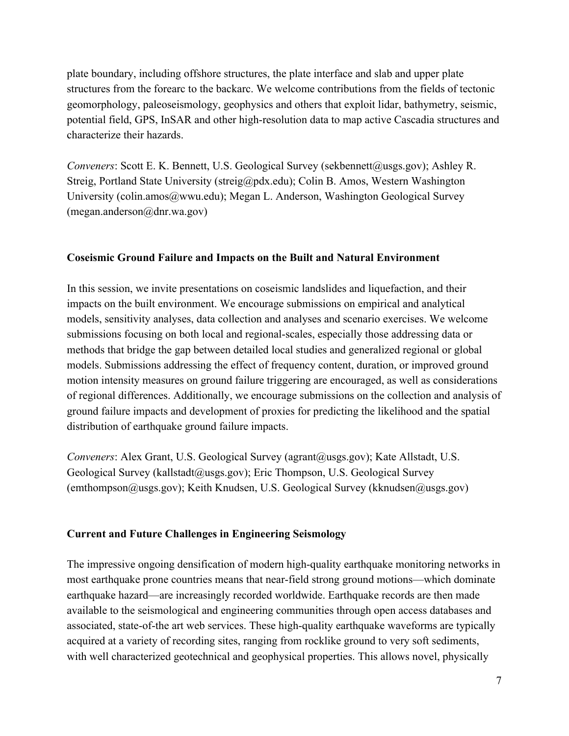plate boundary, including offshore structures, the plate interface and slab and upper plate structures from the forearc to the backarc. We welcome contributions from the fields of tectonic geomorphology, paleoseismology, geophysics and others that exploit lidar, bathymetry, seismic, potential field, GPS, InSAR and other high-resolution data to map active Cascadia structures and characterize their hazards.

*Conveners*: Scott E. K. Bennett, U.S. Geological Survey (sekbennett@usgs.gov); Ashley R. Streig, Portland State University (streig@pdx.edu); Colin B. Amos, Western Washington University (colin.amos@wwu.edu); Megan L. Anderson, Washington Geological Survey (megan.anderson@dnr.wa.gov)

**Coseismic Ground Failure and Impacts on the Built and Natural Environment**

In this session, we invite presentations on coseismic landslides and liquefaction, and their impacts on the built environment. We encourage submissions on empirical and analytical models, sensitivity analyses, data collection and analyses and scenario exercises. We welcome submissions focusing on both local and regional-scales, especially those addressing data or methods that bridge the gap between detailed local studies and generalized regional or global models. Submissions addressing the effect of frequency content, duration, or improved ground motion intensity measures on ground failure triggering are encouraged, as well as considerations of regional differences. Additionally, we encourage submissions on the collection and analysis of ground failure impacts and development of proxies for predicting the likelihood and the spatial distribution of earthquake ground failure impacts.

*Conveners*: Alex Grant, U.S. Geological Survey (agrant@usgs.gov); Kate Allstadt, U.S. Geological Survey (kallstadt@usgs.gov); Eric Thompson, U.S. Geological Survey (emthompson@usgs.gov); Keith Knudsen, U.S. Geological Survey (kknudsen@usgs.gov)

**Current and Future Challenges in Engineering Seismology**

The impressive ongoing densification of modern high-quality earthquake monitoring networks in most earthquake prone countries means that near-field strong ground motions—which dominate earthquake hazard—are increasingly recorded worldwide. Earthquake records are then made available to the seismological and engineering communities through open access databases and associated, state-of-the art web services. These high-quality earthquake waveforms are typically acquired at a variety of recording sites, ranging from rocklike ground to very soft sediments, with well characterized geotechnical and geophysical properties. This allows novel, physically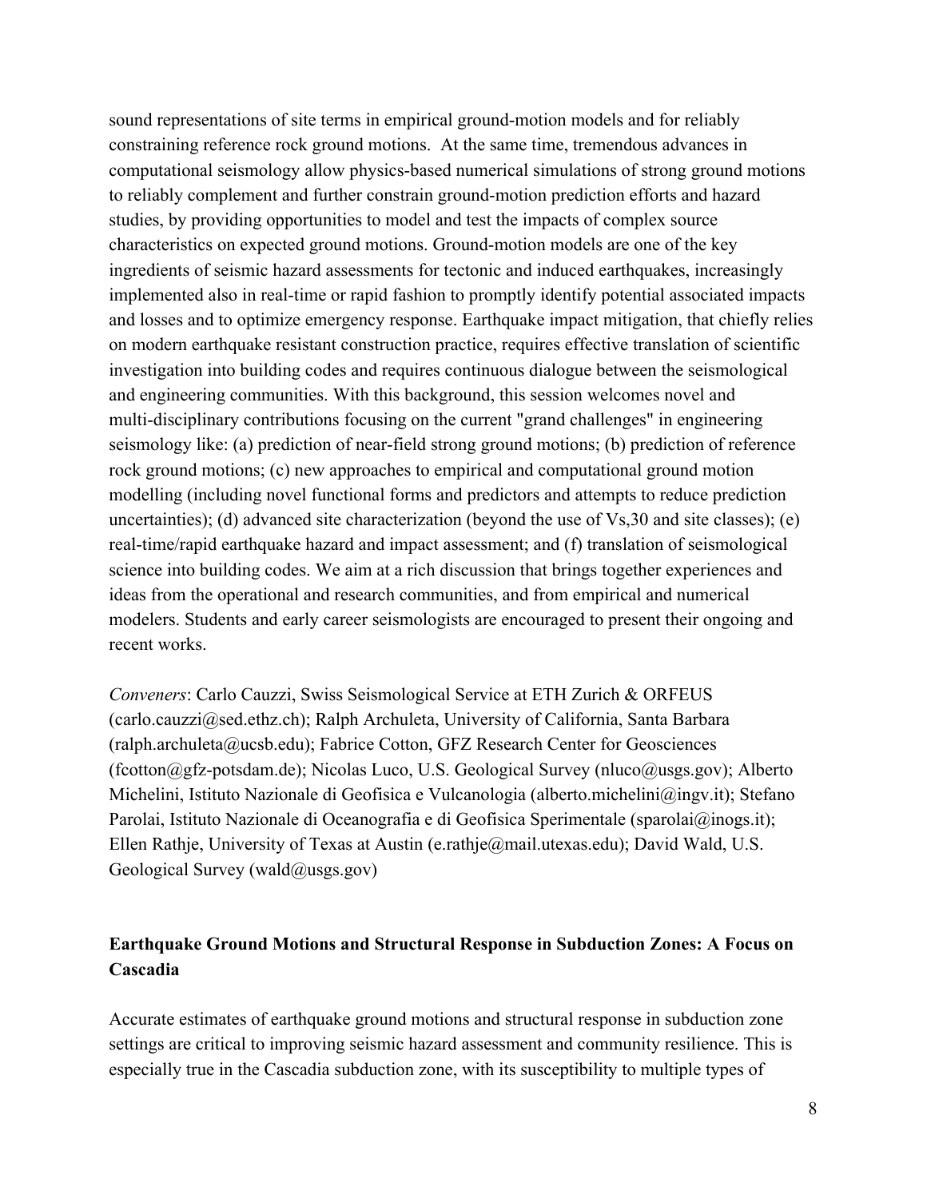sound representations of site terms in empirical ground-motion models and for reliably constraining reference rock ground motions. At the same time, tremendous advances in computational seismology allow physics-based numerical simulations of strong ground motions to reliably complement and further constrain ground-motion prediction efforts and hazard studies, by providing opportunities to model and test the impacts of complex source characteristics on expected ground motions. Ground-motion models are one of the key ingredients of seismic hazard assessments for tectonic and induced earthquakes, increasingly implemented also in real-time or rapid fashion to promptly identify potential associated impacts and losses and to optimize emergency response. Earthquake impact mitigation, that chiefly relies on modern earthquake resistant construction practice, requires effective translation of scientific investigation into building codes and requires continuous dialogue between the seismological and engineering communities. With this background, this session welcomes novel and multi-disciplinary contributions focusing on the current "grand challenges" in engineering seismology like: (a) prediction of near-field strong ground motions; (b) prediction of reference rock ground motions; (c) new approaches to empirical and computational ground motion modelling (including novel functional forms and predictors and attempts to reduce prediction uncertainties); (d) advanced site characterization (beyond the use of Vs,30 and site classes); (e) real-time/rapid earthquake hazard and impact assessment; and (f) translation of seismological science into building codes. We aim at a rich discussion that brings together experiences and ideas from the operational and research communities, and from empirical and numerical modelers. Students and early career seismologists are encouraged to present their ongoing and recent works.

*Conveners*: Carlo Cauzzi, Swiss Seismological Service at ETH Zurich & ORFEUS (carlo.cauzzi@sed.ethz.ch); Ralph Archuleta, University of California, Santa Barbara (ralph.archuleta@ucsb.edu); Fabrice Cotton, GFZ Research Center for Geosciences (fcotton@gfz-potsdam.de); Nicolas Luco, U.S. Geological Survey (nluco@usgs.gov); Alberto Michelini, Istituto Nazionale di Geofisica e Vulcanologia (alberto.michelini@ingv.it); Stefano Parolai, Istituto Nazionale di Oceanografia e di Geofisica Sperimentale (sparolai@inogs.it); Ellen Rathje, University of Texas at Austin (e.rathje@mail.utexas.edu); David Wald, U.S. Geological Survey (wald@usgs.gov)

### Earthquake Ground Motions and Structural Response in Subduction Zones: A Focus on Cascadia

Accurate estimates of earthquake ground motions and structural response in subduction zone settings are critical to improving seismic hazard assessment and community resilience. This is especially true in the Cascadia subduction zone, with its susceptibility to multiple types of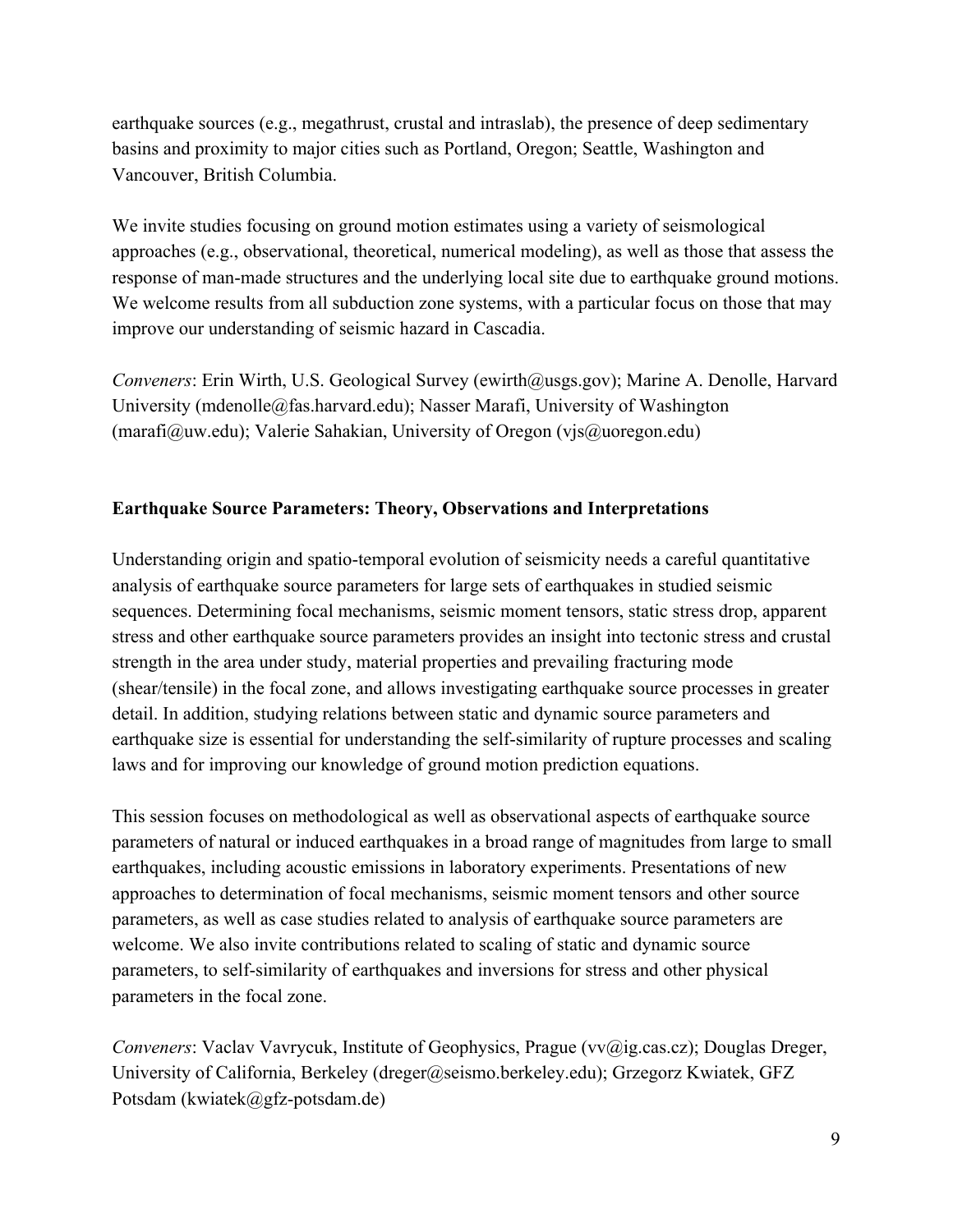earthquake sources (e.g., megathrust, crustal and intraslab), the presence of deep sedimentary basins and proximity to major cities such as Portland, Oregon; Seattle, Washington and Vancouver, British Columbia.

We invite studies focusing on ground motion estimates using a variety of seismological approaches (e.g., observational, theoretical, numerical modeling), as well as those that assess the response of man-made structures and the underlying local site due to earthquake ground motions. We welcome results from all subduction zone systems, with a particular focus on those that may improve our understanding of seismic hazard in Cascadia.

*Conveners*: Erin Wirth, U.S. Geological Survey (ewirth@usgs.gov); Marine A. Denolle, Harvard University (mdenolle@fas.harvard.edu); Nasser Marafi, University of Washington (marafi@uw.edu); Valerie Sahakian, University of Oregon (vjs@uoregon.edu)

**Earthquake Source Parameters: Theory, Observations and Interpretations**

Understanding origin and spatio-temporal evolution of seismicity needs a careful quantitative analysis of earthquake source parameters for large sets of earthquakes in studied seismic sequences. Determining focal mechanisms, seismic moment tensors, static stress drop, apparent stress and other earthquake source parameters provides an insight into tectonic stress and crustal strength in the area under study, material properties and prevailing fracturing mode (shear/tensile) in the focal zone, and allows investigating earthquake source processes in greater detail. In addition, studying relations between static and dynamic source parameters and earthquake size is essential for understanding the self-similarity of rupture processes and scaling laws and for improving our knowledge of ground motion prediction equations.

This session focuses on methodological as well as observational aspects of earthquake source parameters of natural or induced earthquakes in a broad range of magnitudes from large to small earthquakes, including acoustic emissions in laboratory experiments. Presentations of new approaches to determination of focal mechanisms, seismic moment tensors and other source parameters, as well as case studies related to analysis of earthquake source parameters are welcome. We also invite contributions related to scaling of static and dynamic source parameters, to self-similarity of earthquakes and inversions for stress and other physical parameters in the focal zone.

*Conveners*: Vaclav Vavrycuk, Institute of Geophysics, Prague (vv@ig.cas.cz); Douglas Dreger, University of California, Berkeley (dreger@seismo.berkeley.edu); Grzegorz Kwiatek, GFZ Potsdam (kwiatek@gfz-potsdam.de)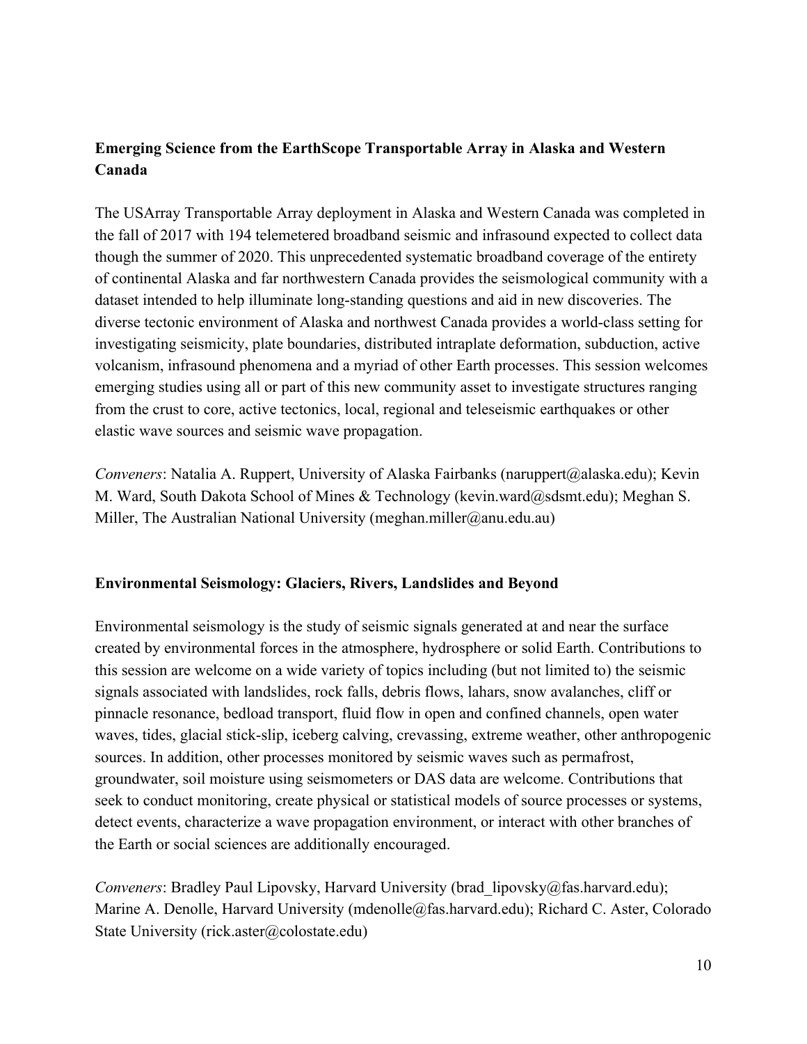**Emerging Science from the EarthScope Transportable Array in Alaska and Western Canada**

The USArray Transportable Array deployment in Alaska and Western Canada was completed in the fall of 2017 with 194 telemetered broadband seismic and infrasound expected to collect data though the summer of 2020. This unprecedented systematic broadband coverage of the entirety of continental Alaska and far northwestern Canada provides the seismological community with a dataset intended to help illuminate long-standing questions and aid in new discoveries. The diverse tectonic environment of Alaska and northwest Canada provides a world-class setting for investigating seismicity, plate boundaries, distributed intraplate deformation, subduction, active volcanism, infrasound phenomena and a myriad of other Earth processes. This session welcomes emerging studies using all or part of this new community asset to investigate structures ranging from the crust to core, active tectonics, local, regional and teleseismic earthquakes or other elastic wave sources and seismic wave propagation.

*Conveners*: Natalia A. Ruppert, University of Alaska Fairbanks (naruppert@alaska.edu); Kevin M. Ward, South Dakota School of Mines & Technology (kevin.ward@sdsmt.edu); Meghan S. Miller, The Australian National University (meghan.miller@anu.edu.au)

**Environmental Seismology: Glaciers, Rivers, Landslides and Beyond**

Environmental seismology is the study of seismic signals generated at and near the surface created by environmental forces in the atmosphere, hydrosphere or solid Earth. Contributions to this session are welcome on a wide variety of topics including (but not limited to) the seismic signals associated with landslides, rock falls, debris flows, lahars, snow avalanches, cliff or pinnacle resonance, bedload transport, fluid flow in open and confined channels, open water waves, tides, glacial stick-slip, iceberg calving, crevassing, extreme weather, other anthropogenic sources. In addition, other processes monitored by seismic waves such as permafrost, groundwater, soil moisture using seismometers or DAS data are welcome. Contributions that seek to conduct monitoring, create physical or statistical models of source processes or systems, detect events, characterize a wave propagation environment, or interact with other branches of the Earth or social sciences are additionally encouraged.

*Conveners*: Bradley Paul Lipovsky, Harvard University (brad_lipovsky@fas.harvard.edu); Marine A. Denolle, Harvard University (mdenolle@fas.harvard.edu); Richard C. Aster, Colorado State University (rick.aster@colostate.edu)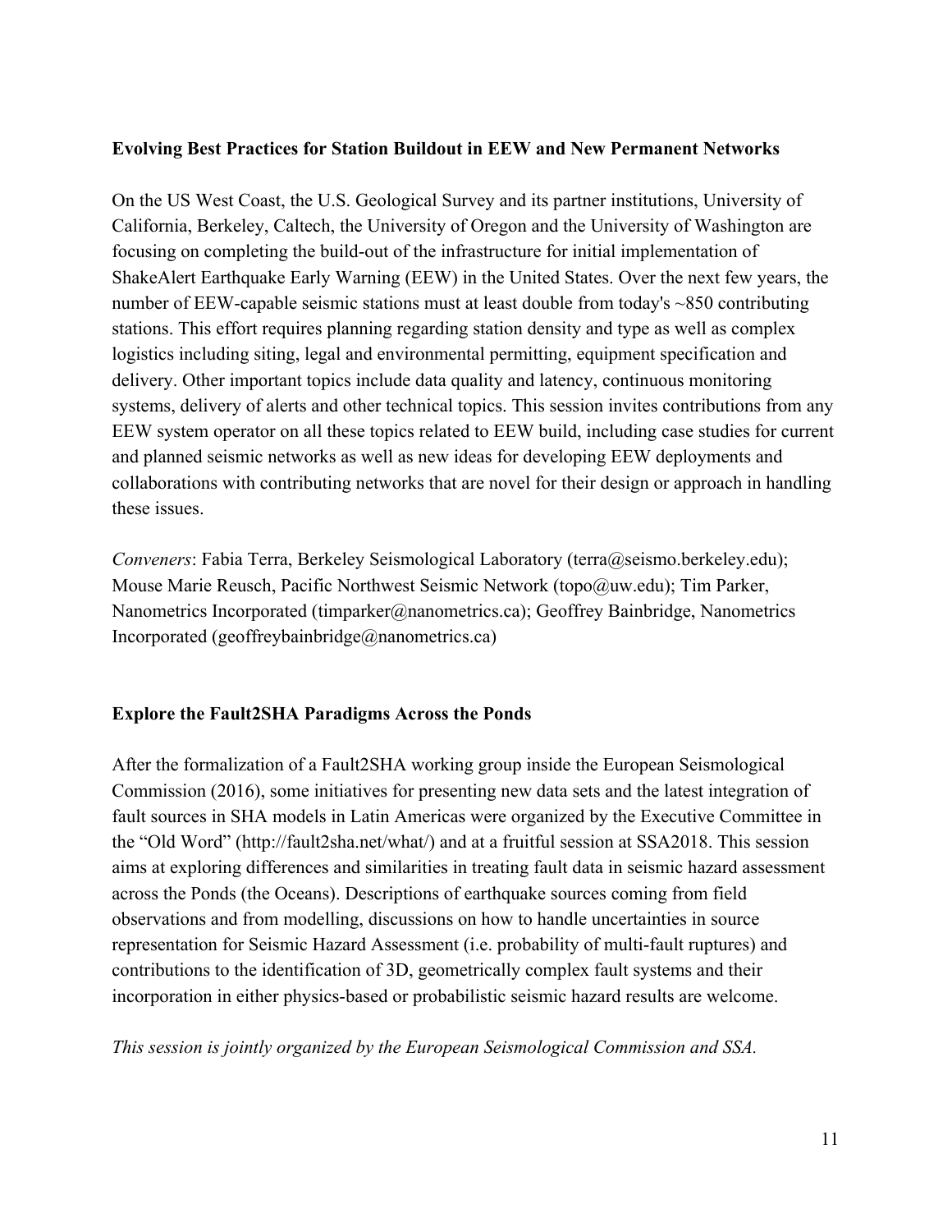**Evolving Best Practices for Station Buildout in EEW and New Permanent Networks**

On the US West Coast, the U.S. Geological Survey and its partner institutions, University of California, Berkeley, Caltech, the University of Oregon and the University of Washington are focusing on completing the build-out of the infrastructure for initial implementation of ShakeAlert Earthquake Early Warning (EEW) in the United States. Over the next few years, the number of EEW-capable seismic stations must at least double from today's ~850 contributing stations. This effort requires planning regarding station density and type as well as complex logistics including siting, legal and environmental permitting, equipment specification and delivery. Other important topics include data quality and latency, continuous monitoring systems, delivery of alerts and other technical topics. This session invites contributions from any EEW system operator on all these topics related to EEW build, including case studies for current and planned seismic networks as well as new ideas for developing EEW deployments and collaborations with contributing networks that are novel for their design or approach in handling these issues.

*Conveners*: Fabia Terra, Berkeley Seismological Laboratory (terra@seismo.berkeley.edu); Mouse Marie Reusch, Pacific Northwest Seismic Network (topo@uw.edu); Tim Parker, Nanometrics Incorporated (timparker@nanometrics.ca); Geoffrey Bainbridge, Nanometrics Incorporated (geoffreybainbridge@nanometrics.ca)

**Explore the Fault2SHA Paradigms Across the Ponds**

After the formalization of a Fault2SHA working group inside the European Seismological Commission (2016), some initiatives for presenting new data sets and the latest integration of fault sources in SHA models in Latin Americas were organized by the Executive Committee in the "Old Word" (http://fault2sha.net/what/) and at a fruitful session at SSA2018. This session aims at exploring differences and similarities in treating fault data in seismic hazard assessment across the Ponds (the Oceans). Descriptions of earthquake sources coming from field observations and from modelling, discussions on how to handle uncertainties in source representation for Seismic Hazard Assessment (i.e. probability of multi-fault ruptures) and contributions to the identification of 3D, geometrically complex fault systems and their incorporation in either physics-based or probabilistic seismic hazard results are welcome.

*This session is jointly organized by the European Seismological Commission and SSA.*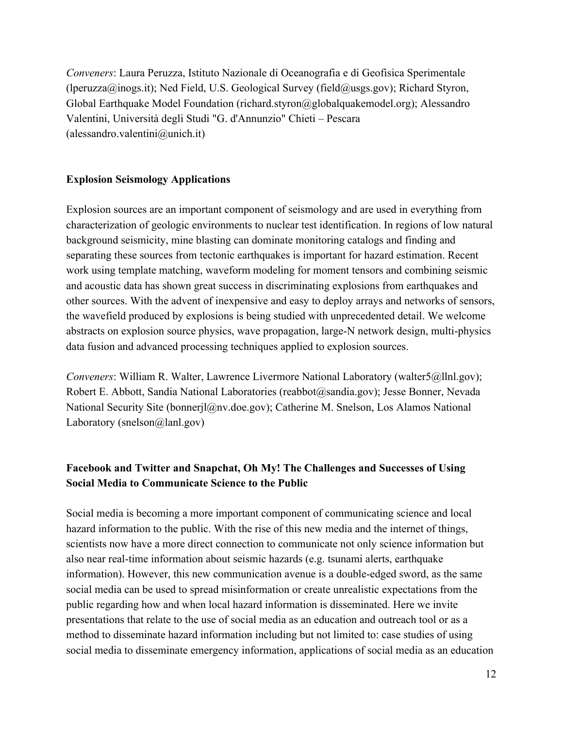*Conveners*: Laura Peruzza, Istituto Nazionale di Oceanografia e di Geofisica Sperimentale (lperuzza@inogs.it); Ned Field, U.S. Geological Survey (field@usgs.gov); Richard Styron, Global Earthquake Model Foundation (richard.styron@globalquakemodel.org); Alessandro Valentini, Università degli Studi "G. d'Annunzio" Chieti – Pescara (alessandro.valentini@unich.it)

**Explosion Seismology Applications**

Explosion sources are an important component of seismology and are used in everything from characterization of geologic environments to nuclear test identification. In regions of low natural background seismicity, mine blasting can dominate monitoring catalogs and finding and separating these sources from tectonic earthquakes is important for hazard estimation. Recent work using template matching, waveform modeling for moment tensors and combining seismic and acoustic data has shown great success in discriminating explosions from earthquakes and other sources. With the advent of inexpensive and easy to deploy arrays and networks of sensors, the wavefield produced by explosions is being studied with unprecedented detail. We welcome abstracts on explosion source physics, wave propagation, large-N network design, multi-physics data fusion and advanced processing techniques applied to explosion sources.

*Conveners*: William R. Walter, Lawrence Livermore National Laboratory (walter5@llnl.gov); Robert E. Abbott, Sandia National Laboratories (reabbot@sandia.gov); Jesse Bonner, Nevada National Security Site (bonnerjl@nv.doe.gov); Catherine M. Snelson, Los Alamos National Laboratory (snelson@lanl.gov)

**Facebook and Twitter and Snapchat, Oh My! The Challenges and Successes of Using Social Media to Communicate Science to the Public**

Social media is becoming a more important component of communicating science and local hazard information to the public. With the rise of this new media and the internet of things, scientists now have a more direct connection to communicate not only science information but also near real-time information about seismic hazards (e.g. tsunami alerts, earthquake information). However, this new communication avenue is a double-edged sword, as the same social media can be used to spread misinformation or create unrealistic expectations from the public regarding how and when local hazard information is disseminated. Here we invite presentations that relate to the use of social media as an education and outreach tool or as a method to disseminate hazard information including but not limited to: case studies of using social media to disseminate emergency information, applications of social media as an education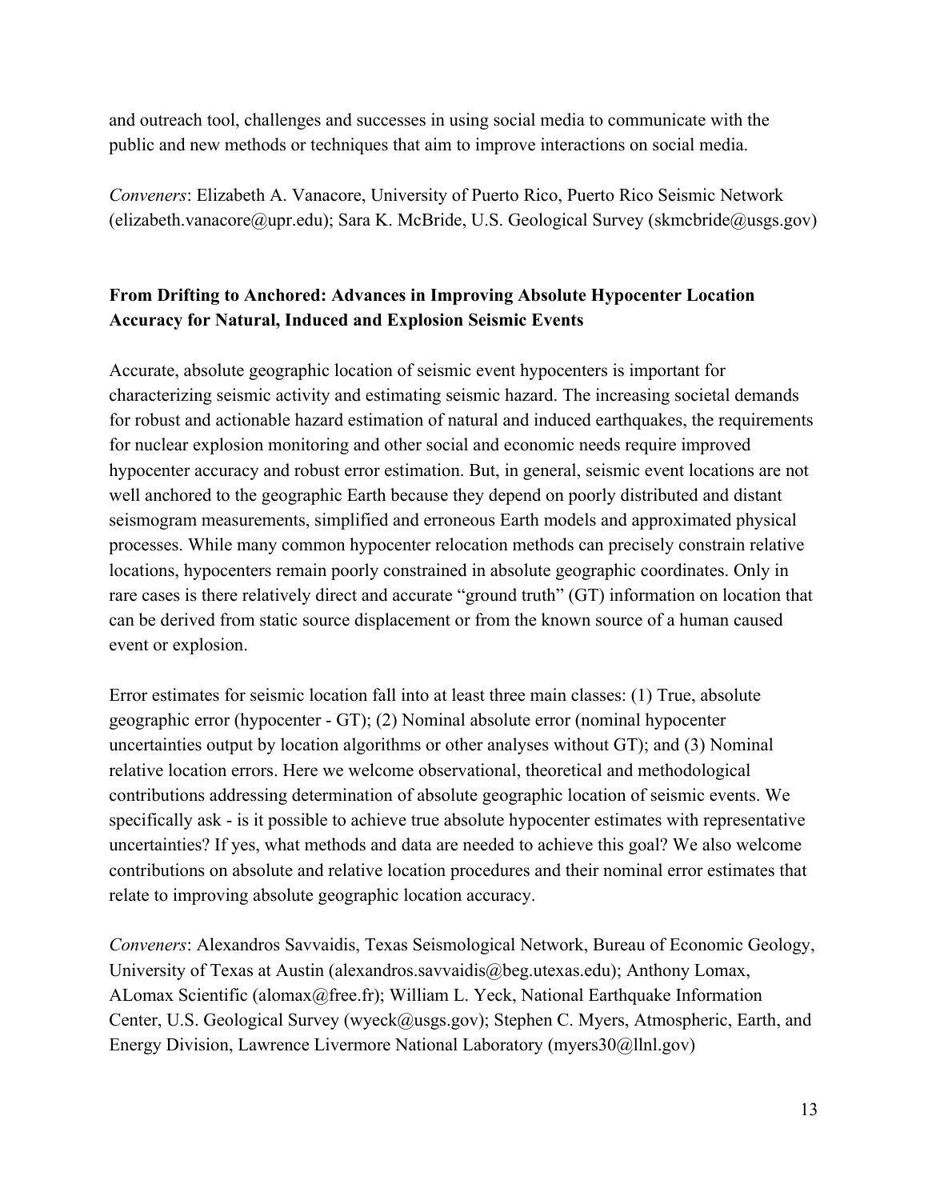and outreach tool, challenges and successes in using social media to communicate with the public and new methods or techniques that aim to improve interactions on social media.

*Conveners*: Elizabeth A. Vanacore, University of Puerto Rico, Puerto Rico Seismic Network (elizabeth.vanacore@upr.edu); Sara K. McBride, U.S. Geological Survey (skmcbride@usgs.gov)

## From Drifting to Anchored: Advances in Improving Absolute Hypocenter Location Accuracy for Natural, Induced and Explosion Seismic Events

Accurate, absolute geographic location of seismic event hypocenters is important for characterizing seismic activity and estimating seismic hazard. The increasing societal demands for robust and actionable hazard estimation of natural and induced earthquakes, the requirements for nuclear explosion monitoring and other social and economic needs require improved hypocenter accuracy and robust error estimation. But, in general, seismic event locations are not well anchored to the geographic Earth because they depend on poorly distributed and distant seismogram measurements, simplified and erroneous Earth models and approximated physical processes. While many common hypocenter relocation methods can precisely constrain relative locations, hypocenters remain poorly constrained in absolute geographic coordinates. Only in rare cases is there relatively direct and accurate "ground truth" (GT) information on location that can be derived from static source displacement or from the known source of a human caused event or explosion.

Error estimates for seismic location fall into at least three main classes: (1) True, absolute geographic error (hypocenter - GT); (2) Nominal absolute error (nominal hypocenter uncertainties output by location algorithms or other analyses without GT); and (3) Nominal relative location errors. Here we welcome observational, theoretical and methodological contributions addressing determination of absolute geographic location of seismic events. We specifically ask - is it possible to achieve true absolute hypocenter estimates with representative uncertainties? If yes, what methods and data are needed to achieve this goal? We also welcome contributions on absolute and relative location procedures and their nominal error estimates that relate to improving absolute geographic location accuracy.

*Conveners*: Alexandros Savvaidis, Texas Seismological Network, Bureau of Economic Geology, University of Texas at Austin (alexandros.savvaidis@beg.utexas.edu); Anthony Lomax, ALomax Scientific (alomax@free.fr); William L. Yeck, National Earthquake Information Center, U.S. Geological Survey (wyeck@usgs.gov); Stephen C. Myers, Atmospheric, Earth, and Energy Division, Lawrence Livermore National Laboratory (myers30@llnl.gov)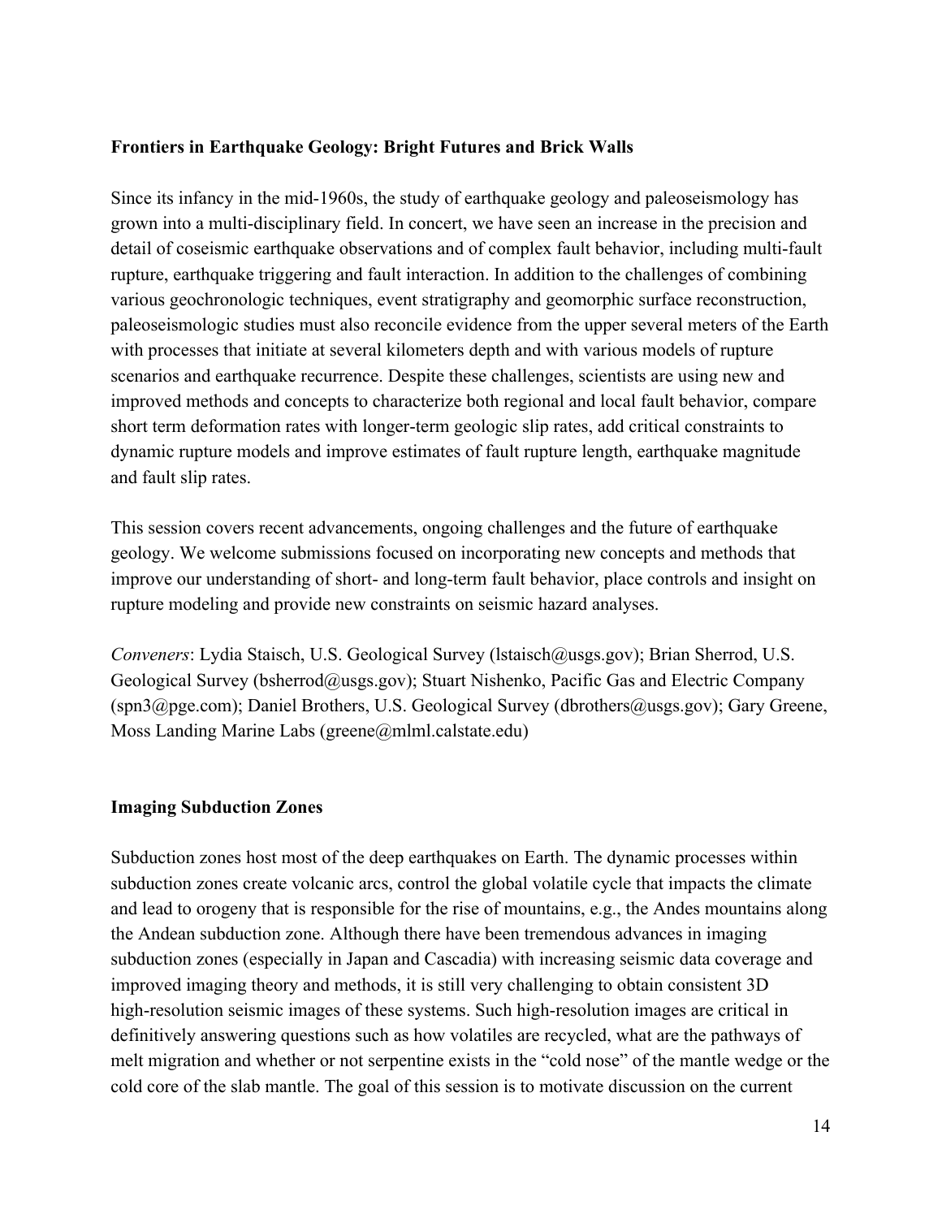## Frontiers in Earthquake Geology: Bright Futures and Brick Walls

Since its infancy in the mid-1960s, the study of earthquake geology and paleoseismology has grown into a multi-disciplinary field. In concert, we have seen an increase in the precision and detail of coseismic earthquake observations and of complex fault behavior, including multi-fault rupture, earthquake triggering and fault interaction. In addition to the challenges of combining various geochronologic techniques, event stratigraphy and geomorphic surface reconstruction, paleoseismologic studies must also reconcile evidence from the upper several meters of the Earth with processes that initiate at several kilometers depth and with various models of rupture scenarios and earthquake recurrence. Despite these challenges, scientists are using new and improved methods and concepts to characterize both regional and local fault behavior, compare short term deformation rates with longer-term geologic slip rates, add critical constraints to dynamic rupture models and improve estimates of fault rupture length, earthquake magnitude and fault slip rates.

This session covers recent advancements, ongoing challenges and the future of earthquake geology. We welcome submissions focused on incorporating new concepts and methods that improve our understanding of short- and long-term fault behavior, place controls and insight on rupture modeling and provide new constraints on seismic hazard analyses.

*Conveners*: Lydia Staisch, U.S. Geological Survey (lstaisch@usgs.gov); Brian Sherrod, U.S. Geological Survey (bsherrod@usgs.gov); Stuart Nishenko, Pacific Gas and Electric Company (spn3@pge.com); Daniel Brothers, U.S. Geological Survey (dbrothers@usgs.gov); Gary Greene, Moss Landing Marine Labs (greene@mlml.calstate.edu)

## Imaging Subduction Zones

Subduction zones host most of the deep earthquakes on Earth. The dynamic processes within subduction zones create volcanic arcs, control the global volatile cycle that impacts the climate and lead to orogeny that is responsible for the rise of mountains, e.g., the Andes mountains along the Andean subduction zone. Although there have been tremendous advances in imaging subduction zones (especially in Japan and Cascadia) with increasing seismic data coverage and improved imaging theory and methods, it is still very challenging to obtain consistent 3D high-resolution seismic images of these systems. Such high-resolution images are critical in definitively answering questions such as how volatiles are recycled, what are the pathways of melt migration and whether or not serpentine exists in the "cold nose" of the mantle wedge or the cold core of the slab mantle. The goal of this session is to motivate discussion on the current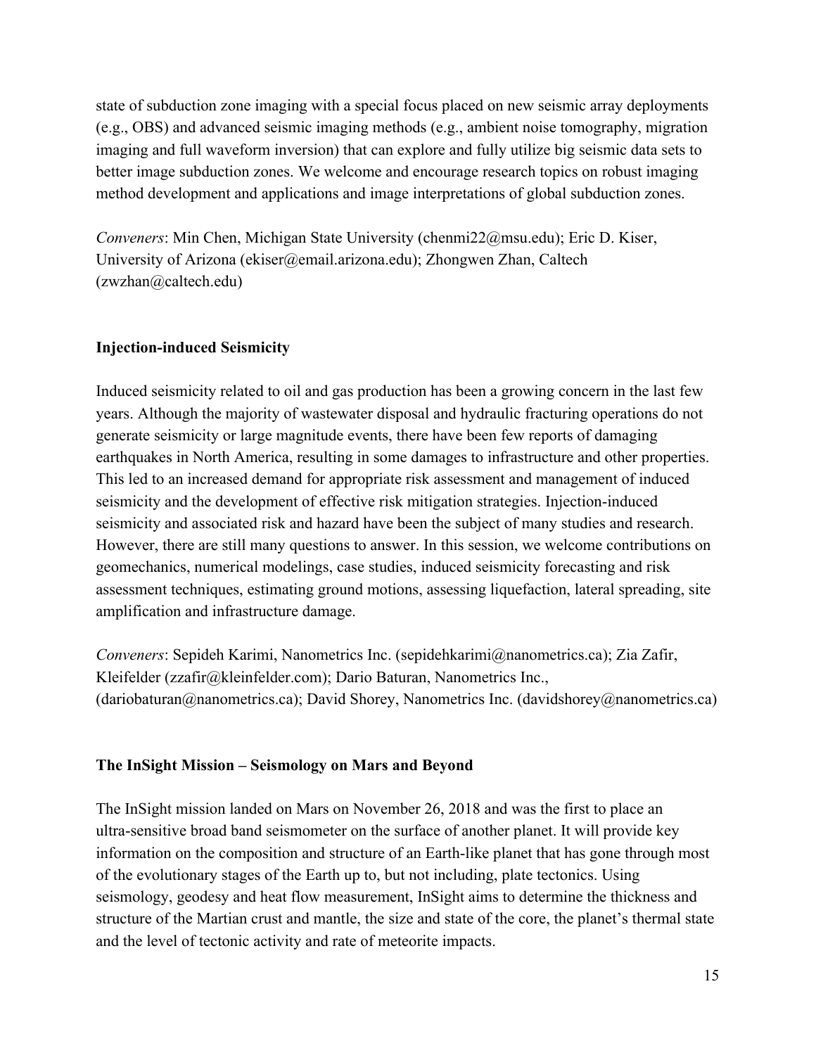state of subduction zone imaging with a special focus placed on new seismic array deployments (e.g., OBS) and advanced seismic imaging methods (e.g., ambient noise tomography, migration imaging and full waveform inversion) that can explore and fully utilize big seismic data sets to better image subduction zones. We welcome and encourage research topics on robust imaging method development and applications and image interpretations of global subduction zones.

*Conveners*: Min Chen, Michigan State University (chenmi22@msu.edu); Eric D. Kiser, University of Arizona (ekiser@email.arizona.edu); Zhongwen Zhan, Caltech (zwzhan@caltech.edu)

**Injection-induced Seismicity**

Induced seismicity related to oil and gas production has been a growing concern in the last few years. Although the majority of wastewater disposal and hydraulic fracturing operations do not generate seismicity or large magnitude events, there have been few reports of damaging earthquakes in North America, resulting in some damages to infrastructure and other properties. This led to an increased demand for appropriate risk assessment and management of induced seismicity and the development of effective risk mitigation strategies. Injection-induced seismicity and associated risk and hazard have been the subject of many studies and research. However, there are still many questions to answer. In this session, we welcome contributions on geomechanics, numerical modelings, case studies, induced seismicity forecasting and risk assessment techniques, estimating ground motions, assessing liquefaction, lateral spreading, site amplification and infrastructure damage.

*Conveners*: Sepideh Karimi, Nanometrics Inc. (sepidehkarimi@nanometrics.ca); Zia Zafir, Kleifelder (zzafir@kleinfelder.com); Dario Baturan, Nanometrics Inc., (dariobaturan@nanometrics.ca); David Shorey, Nanometrics Inc. (davidshorey@nanometrics.ca)

**The InSight Mission – Seismology on Mars and Beyond**

The InSight mission landed on Mars on November 26, 2018 and was the first to place an ultra-sensitive broad band seismometer on the surface of another planet. It will provide key information on the composition and structure of an Earth-like planet that has gone through most of the evolutionary stages of the Earth up to, but not including, plate tectonics. Using seismology, geodesy and heat flow measurement, InSight aims to determine the thickness and structure of the Martian crust and mantle, the size and state of the core, the planet's thermal state and the level of tectonic activity and rate of meteorite impacts.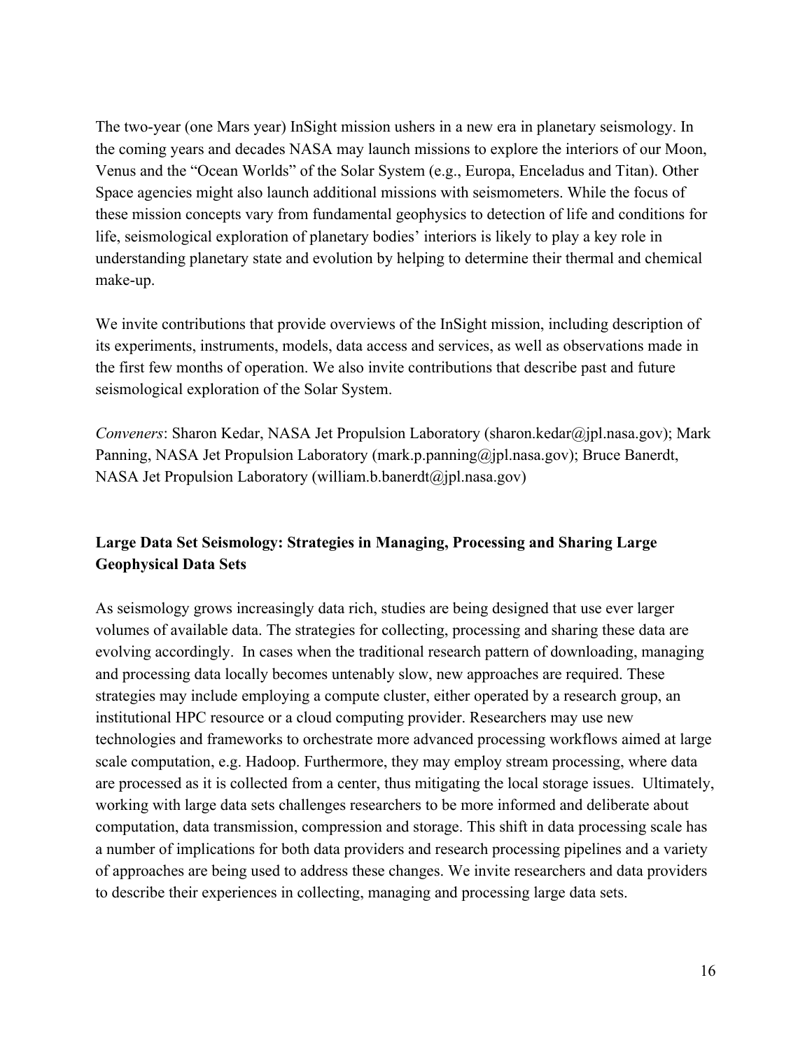The two-year (one Mars year) InSight mission ushers in a new era in planetary seismology. In the coming years and decades NASA may launch missions to explore the interiors of our Moon, Venus and the "Ocean Worlds" of the Solar System (e.g., Europa, Enceladus and Titan). Other Space agencies might also launch additional missions with seismometers. While the focus of these mission concepts vary from fundamental geophysics to detection of life and conditions for life, seismological exploration of planetary bodies' interiors is likely to play a key role in understanding planetary state and evolution by helping to determine their thermal and chemical make-up.

We invite contributions that provide overviews of the InSight mission, including description of its experiments, instruments, models, data access and services, as well as observations made in the first few months of operation. We also invite contributions that describe past and future seismological exploration of the Solar System.

*Conveners*: Sharon Kedar, NASA Jet Propulsion Laboratory (sharon.kedar@jpl.nasa.gov); Mark Panning, NASA Jet Propulsion Laboratory (mark.p.panning@jpl.nasa.gov); Bruce Banerdt, NASA Jet Propulsion Laboratory (william.b.banerdt@jpl.nasa.gov)

## Large Data Set Seismology: Strategies in Managing, Processing and Sharing Large Geophysical Data Sets

As seismology grows increasingly data rich, studies are being designed that use ever larger volumes of available data. The strategies for collecting, processing and sharing these data are evolving accordingly. In cases when the traditional research pattern of downloading, managing and processing data locally becomes untenably slow, new approaches are required. These strategies may include employing a compute cluster, either operated by a research group, an institutional HPC resource or a cloud computing provider. Researchers may use new technologies and frameworks to orchestrate more advanced processing workflows aimed at large scale computation, e.g. Hadoop. Furthermore, they may employ stream processing, where data are processed as it is collected from a center, thus mitigating the local storage issues. Ultimately, working with large data sets challenges researchers to be more informed and deliberate about computation, data transmission, compression and storage. This shift in data processing scale has a number of implications for both data providers and research processing pipelines and a variety of approaches are being used to address these changes. We invite researchers and data providers to describe their experiences in collecting, managing and processing large data sets.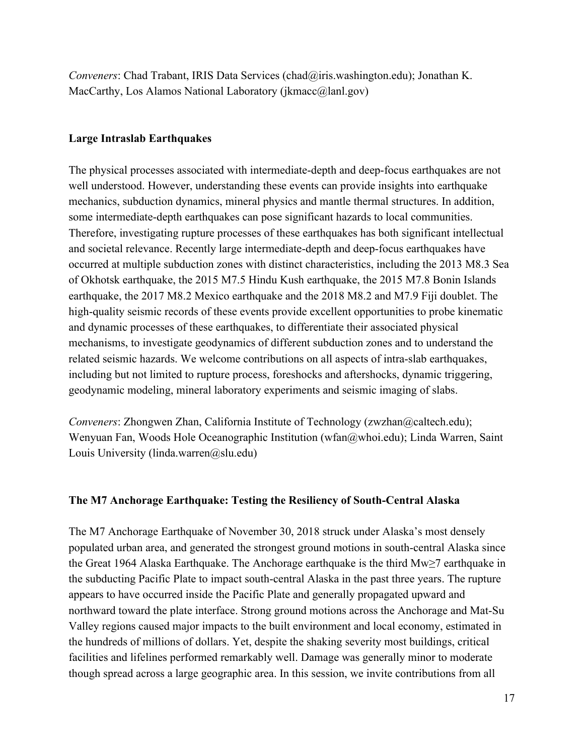*Conveners*: Chad Trabant, IRIS Data Services (chad@iris.washington.edu); Jonathan K. MacCarthy, Los Alamos National Laboratory (jkmacc@lanl.gov)

## Large Intraslab Earthquakes

The physical processes associated with intermediate-depth and deep-focus earthquakes are not well understood. However, understanding these events can provide insights into earthquake mechanics, subduction dynamics, mineral physics and mantle thermal structures. In addition, some intermediate-depth earthquakes can pose significant hazards to local communities. Therefore, investigating rupture processes of these earthquakes has both significant intellectual and societal relevance. Recently large intermediate-depth and deep-focus earthquakes have occurred at multiple subduction zones with distinct characteristics, including the 2013 M8.3 Sea of Okhotsk earthquake, the 2015 M7.5 Hindu Kush earthquake, the 2015 M7.8 Bonin Islands earthquake, the 2017 M8.2 Mexico earthquake and the 2018 M8.2 and M7.9 Fiji doublet. The high-quality seismic records of these events provide excellent opportunities to probe kinematic and dynamic processes of these earthquakes, to differentiate their associated physical mechanisms, to investigate geodynamics of different subduction zones and to understand the related seismic hazards. We welcome contributions on all aspects of intra-slab earthquakes, including but not limited to rupture process, foreshocks and aftershocks, dynamic triggering, geodynamic modeling, mineral laboratory experiments and seismic imaging of slabs.

*Conveners*: Zhongwen Zhan, California Institute of Technology (zwzhan@caltech.edu); Wenyuan Fan, Woods Hole Oceanographic Institution (wfan@whoi.edu); Linda Warren, Saint Louis University (linda.warren@slu.edu)

## The M7 Anchorage Earthquake: Testing the Resiliency of South-Central Alaska

The M7 Anchorage Earthquake of November 30, 2018 struck under Alaska's most densely populated urban area, and generated the strongest ground motions in south-central Alaska since the Great 1964 Alaska Earthquake. The Anchorage earthquake is the third Mw≥7 earthquake in the subducting Pacific Plate to impact south-central Alaska in the past three years. The rupture appears to have occurred inside the Pacific Plate and generally propagated upward and northward toward the plate interface. Strong ground motions across the Anchorage and Mat-Su Valley regions caused major impacts to the built environment and local economy, estimated in the hundreds of millions of dollars. Yet, despite the shaking severity most buildings, critical facilities and lifelines performed remarkably well. Damage was generally minor to moderate though spread across a large geographic area. In this session, we invite contributions from all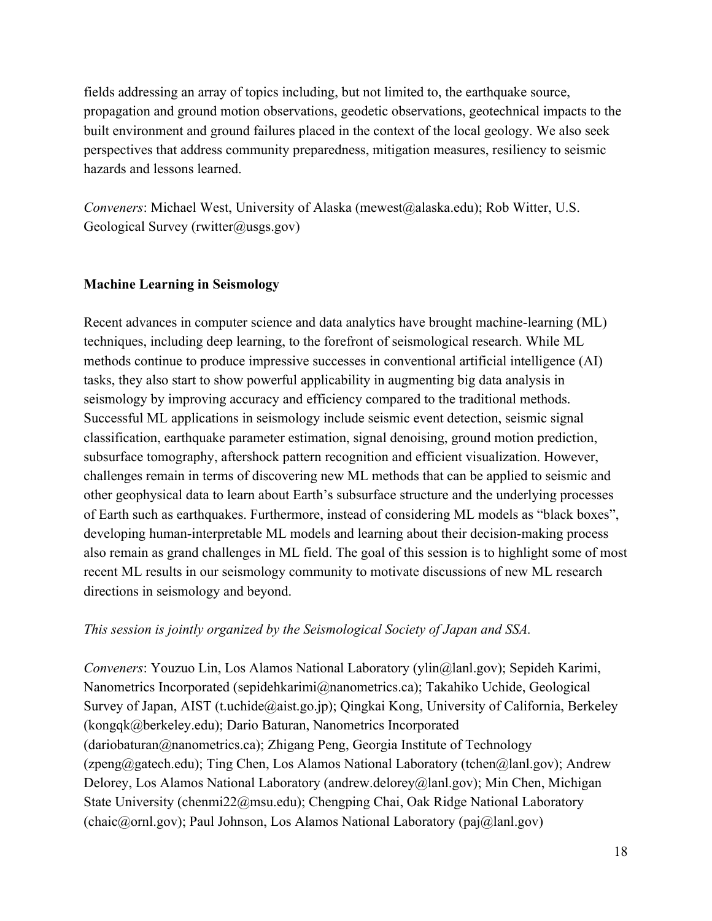fields addressing an array of topics including, but not limited to, the earthquake source, propagation and ground motion observations, geodetic observations, geotechnical impacts to the built environment and ground failures placed in the context of the local geology. We also seek perspectives that address community preparedness, mitigation measures, resiliency to seismic hazards and lessons learned.

*Conveners*: Michael West, University of Alaska (mewest@alaska.edu); Rob Witter, U.S. Geological Survey (rwitter@usgs.gov)

**Machine Learning in Seismology**

Recent advances in computer science and data analytics have brought machine-learning (ML) techniques, including deep learning, to the forefront of seismological research. While ML methods continue to produce impressive successes in conventional artificial intelligence (AI) tasks, they also start to show powerful applicability in augmenting big data analysis in seismology by improving accuracy and efficiency compared to the traditional methods. Successful ML applications in seismology include seismic event detection, seismic signal classification, earthquake parameter estimation, signal denoising, ground motion prediction, subsurface tomography, aftershock pattern recognition and efficient visualization. However, challenges remain in terms of discovering new ML methods that can be applied to seismic and other geophysical data to learn about Earth's subsurface structure and the underlying processes of Earth such as earthquakes. Furthermore, instead of considering ML models as "black boxes", developing human-interpretable ML models and learning about their decision-making process also remain as grand challenges in ML field. The goal of this session is to highlight some of most recent ML results in our seismology community to motivate discussions of new ML research directions in seismology and beyond.

*This session is jointly organized by the Seismological Society of Japan and SSA.*

*Conveners*: Youzuo Lin, Los Alamos National Laboratory (ylin@lanl.gov); Sepideh Karimi, Nanometrics Incorporated (sepidehkarimi@nanometrics.ca); Takahiko Uchide, Geological Survey of Japan, AIST (t.uchide@aist.go.jp); Qingkai Kong, University of California, Berkeley (kongqk@berkeley.edu); Dario Baturan, Nanometrics Incorporated (dariobaturan@nanometrics.ca); Zhigang Peng, Georgia Institute of Technology (zpeng@gatech.edu); Ting Chen, Los Alamos National Laboratory (tchen@lanl.gov); Andrew Delorey, Los Alamos National Laboratory (andrew.delorey@lanl.gov); Min Chen, Michigan State University (chenmi22@msu.edu); Chengping Chai, Oak Ridge National Laboratory (chaic@ornl.gov); Paul Johnson, Los Alamos National Laboratory (paj@lanl.gov)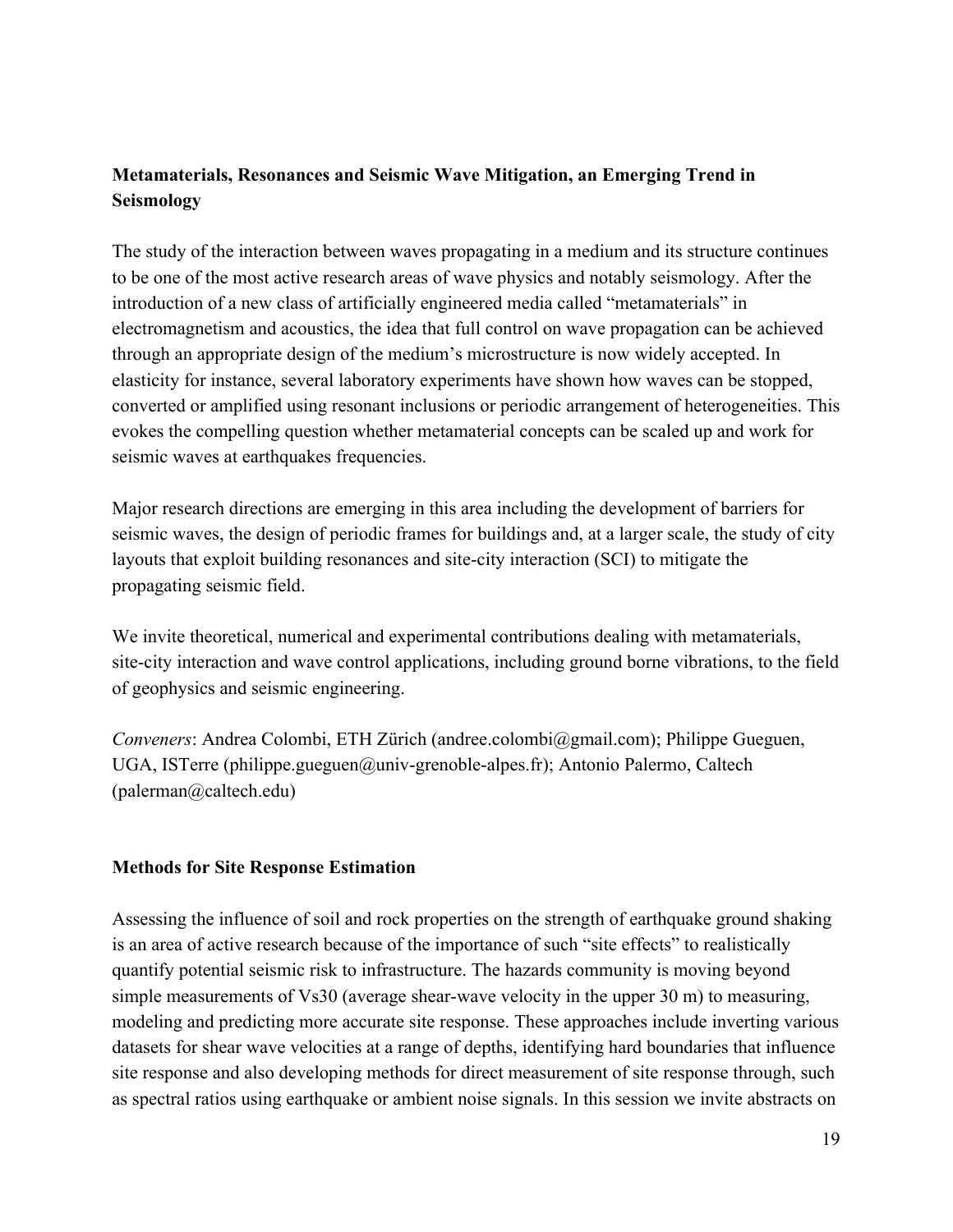## Metamaterials, Resonances and Seismic Wave Mitigation, an Emerging Trend in Seismology

The study of the interaction between waves propagating in a medium and its structure continues to be one of the most active research areas of wave physics and notably seismology. After the introduction of a new class of artificially engineered media called "metamaterials" in electromagnetism and acoustics, the idea that full control on wave propagation can be achieved through an appropriate design of the medium's microstructure is now widely accepted. In elasticity for instance, several laboratory experiments have shown how waves can be stopped, converted or amplified using resonant inclusions or periodic arrangement of heterogeneities. This evokes the compelling question whether metamaterial concepts can be scaled up and work for seismic waves at earthquakes frequencies.

Major research directions are emerging in this area including the development of barriers for seismic waves, the design of periodic frames for buildings and, at a larger scale, the study of city layouts that exploit building resonances and site-city interaction (SCI) to mitigate the propagating seismic field.

We invite theoretical, numerical and experimental contributions dealing with metamaterials, site-city interaction and wave control applications, including ground borne vibrations, to the field of geophysics and seismic engineering.

*Conveners*: Andrea Colombi, ETH Zürich (andree.colombi@gmail.com); Philippe Gueguen, UGA, ISTerre (philippe.gueguen@univ-grenoble-alpes.fr); Antonio Palermo, Caltech (palerman@caltech.edu)

## Methods for Site Response Estimation

Assessing the influence of soil and rock properties on the strength of earthquake ground shaking is an area of active research because of the importance of such "site effects" to realistically quantify potential seismic risk to infrastructure. The hazards community is moving beyond simple measurements of Vs30 (average shear-wave velocity in the upper 30 m) to measuring, modeling and predicting more accurate site response. These approaches include inverting various datasets for shear wave velocities at a range of depths, identifying hard boundaries that influence site response and also developing methods for direct measurement of site response through, such as spectral ratios using earthquake or ambient noise signals. In this session we invite abstracts on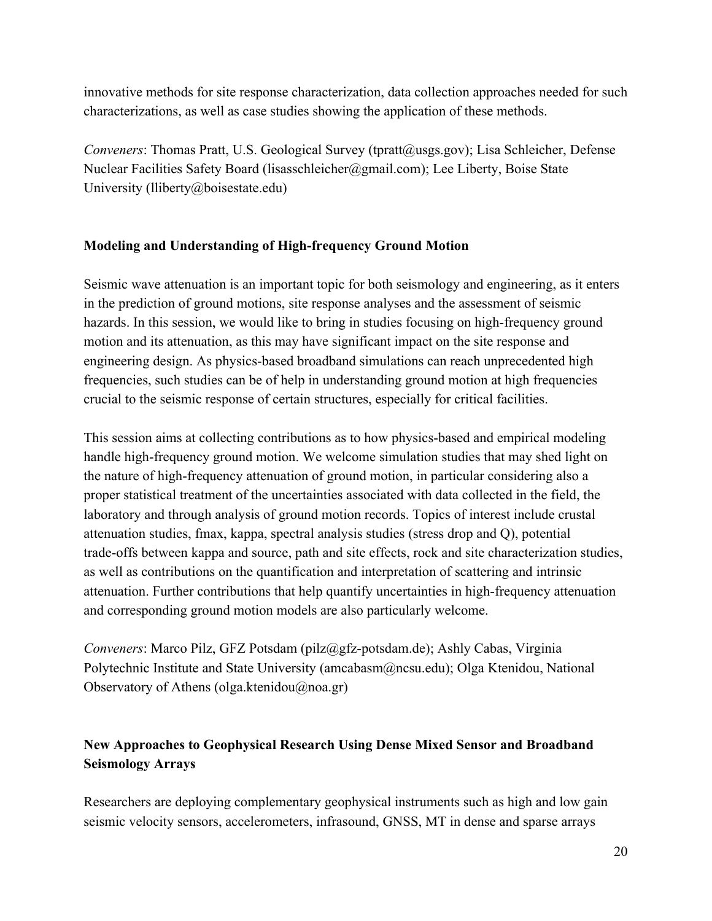innovative methods for site response characterization, data collection approaches needed for such characterizations, as well as case studies showing the application of these methods.

*Conveners*: Thomas Pratt, U.S. Geological Survey (tpratt@usgs.gov); Lisa Schleicher, Defense Nuclear Facilities Safety Board (lisasschleicher@gmail.com); Lee Liberty, Boise State University (lliberty@boisestate.edu)

### Modeling and Understanding of High-frequency Ground Motion

Seismic wave attenuation is an important topic for both seismology and engineering, as it enters in the prediction of ground motions, site response analyses and the assessment of seismic hazards. In this session, we would like to bring in studies focusing on high-frequency ground motion and its attenuation, as this may have significant impact on the site response and engineering design. As physics-based broadband simulations can reach unprecedented high frequencies, such studies can be of help in understanding ground motion at high frequencies crucial to the seismic response of certain structures, especially for critical facilities.

This session aims at collecting contributions as to how physics-based and empirical modeling handle high-frequency ground motion. We welcome simulation studies that may shed light on the nature of high-frequency attenuation of ground motion, in particular considering also a proper statistical treatment of the uncertainties associated with data collected in the field, the laboratory and through analysis of ground motion records. Topics of interest include crustal attenuation studies, fmax, kappa, spectral analysis studies (stress drop and Q), potential trade-offs between kappa and source, path and site effects, rock and site characterization studies, as well as contributions on the quantification and interpretation of scattering and intrinsic attenuation. Further contributions that help quantify uncertainties in high-frequency attenuation and corresponding ground motion models are also particularly welcome.

*Conveners*: Marco Pilz, GFZ Potsdam (pilz@gfz-potsdam.de); Ashly Cabas, Virginia Polytechnic Institute and State University (amcabasm@ncsu.edu); Olga Ktenidou, National Observatory of Athens (olga.ktenidou@noa.gr)

### New Approaches to Geophysical Research Using Dense Mixed Sensor and Broadband Seismology Arrays

Researchers are deploying complementary geophysical instruments such as high and low gain seismic velocity sensors, accelerometers, infrasound, GNSS, MT in dense and sparse arrays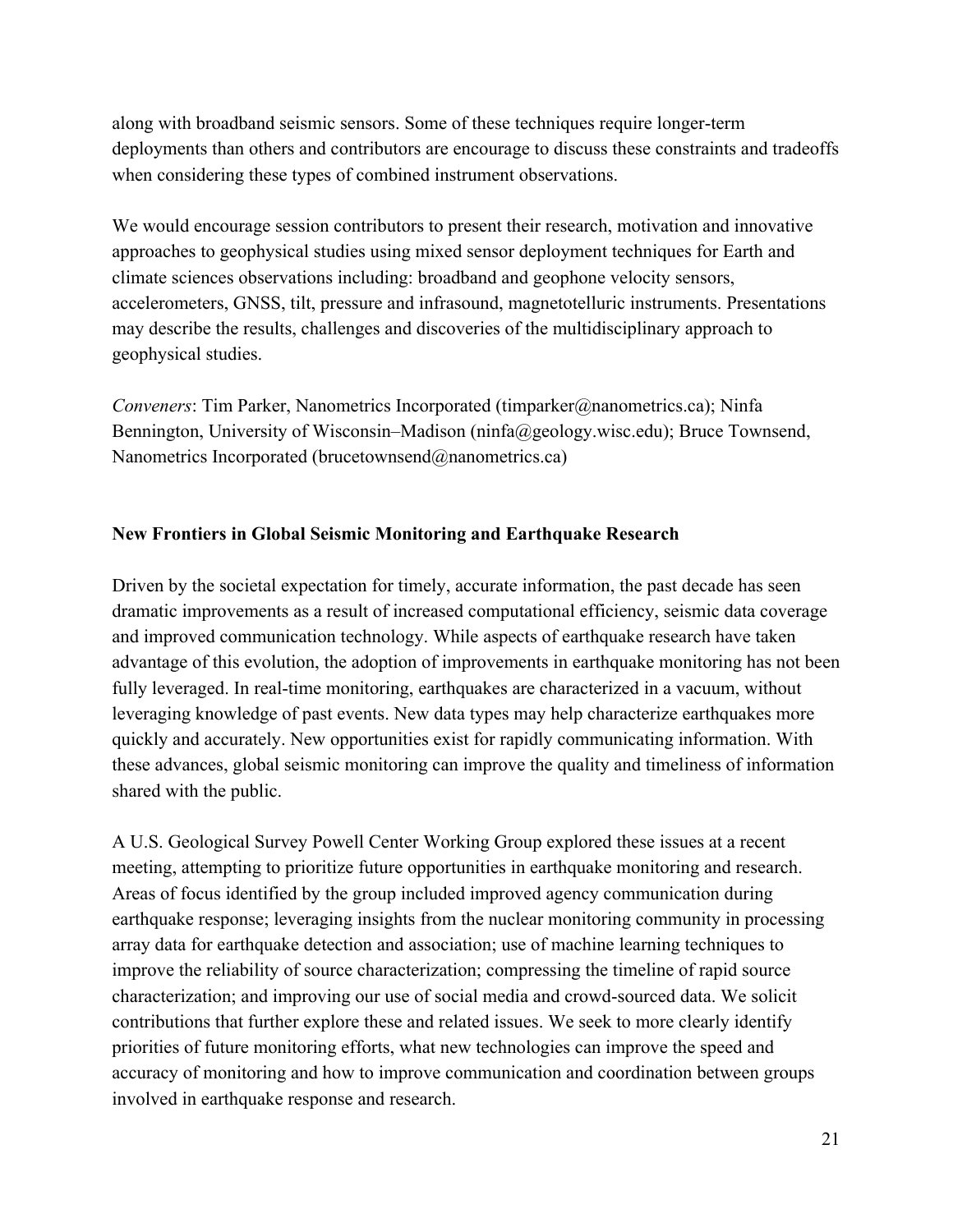along with broadband seismic sensors. Some of these techniques require longer-term deployments than others and contributors are encourage to discuss these constraints and tradeoffs when considering these types of combined instrument observations.

We would encourage session contributors to present their research, motivation and innovative approaches to geophysical studies using mixed sensor deployment techniques for Earth and climate sciences observations including: broadband and geophone velocity sensors, accelerometers, GNSS, tilt, pressure and infrasound, magnetotelluric instruments. Presentations may describe the results, challenges and discoveries of the multidisciplinary approach to geophysical studies.

*Conveners*: Tim Parker, Nanometrics Incorporated (timparker@nanometrics.ca); Ninfa Bennington, University of Wisconsin–Madison (ninfa@geology.wisc.edu); Bruce Townsend, Nanometrics Incorporated (brucetownsend@nanometrics.ca)

**New Frontiers in Global Seismic Monitoring and Earthquake Research**

Driven by the societal expectation for timely, accurate information, the past decade has seen dramatic improvements as a result of increased computational efficiency, seismic data coverage and improved communication technology. While aspects of earthquake research have taken advantage of this evolution, the adoption of improvements in earthquake monitoring has not been fully leveraged. In real-time monitoring, earthquakes are characterized in a vacuum, without leveraging knowledge of past events. New data types may help characterize earthquakes more quickly and accurately. New opportunities exist for rapidly communicating information. With these advances, global seismic monitoring can improve the quality and timeliness of information shared with the public.

A U.S. Geological Survey Powell Center Working Group explored these issues at a recent meeting, attempting to prioritize future opportunities in earthquake monitoring and research. Areas of focus identified by the group included improved agency communication during earthquake response; leveraging insights from the nuclear monitoring community in processing array data for earthquake detection and association; use of machine learning techniques to improve the reliability of source characterization; compressing the timeline of rapid source characterization; and improving our use of social media and crowd-sourced data. We solicit contributions that further explore these and related issues. We seek to more clearly identify priorities of future monitoring efforts, what new technologies can improve the speed and accuracy of monitoring and how to improve communication and coordination between groups involved in earthquake response and research.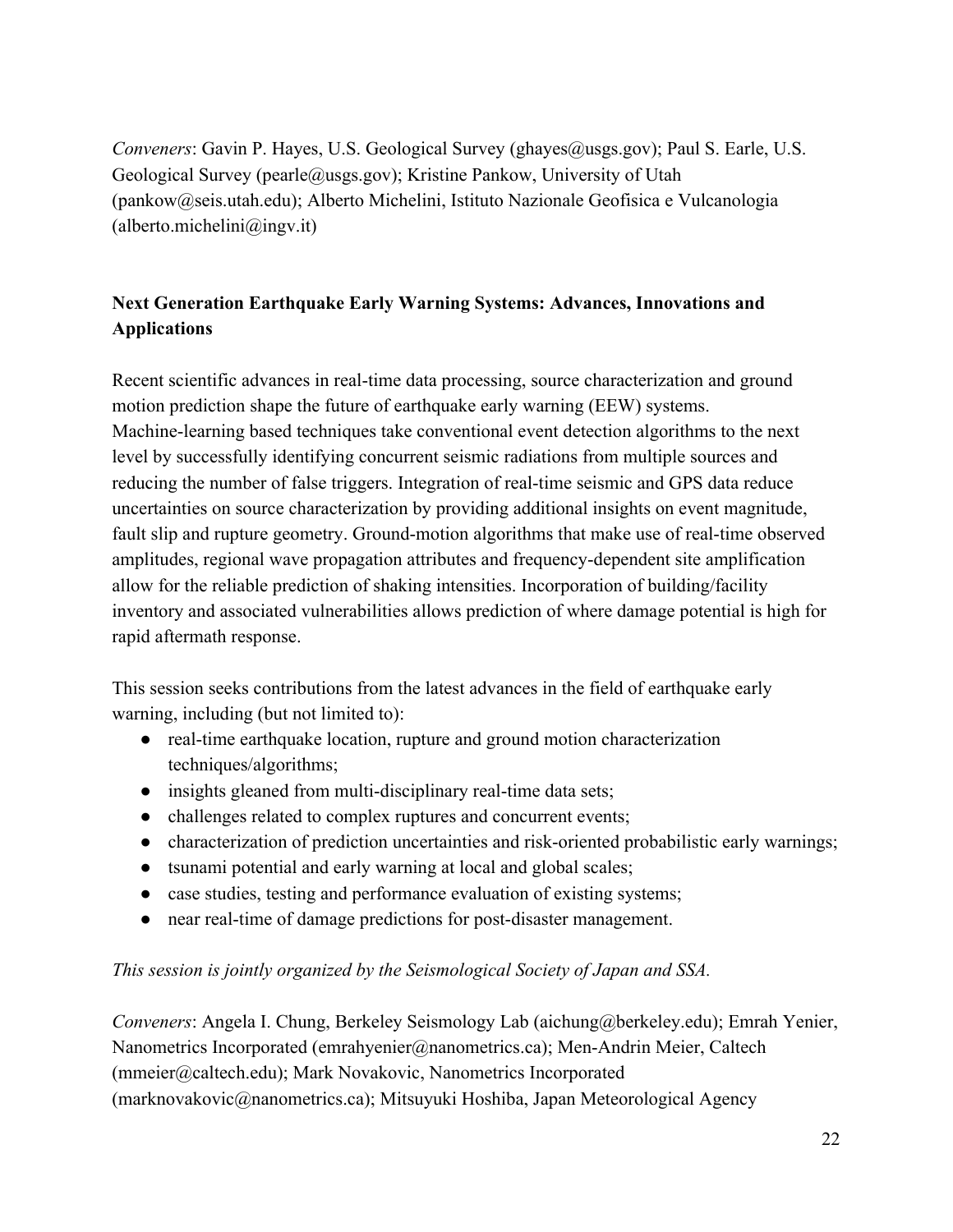*Conveners*: Gavin P. Hayes, U.S. Geological Survey (ghayes@usgs.gov); Paul S. Earle, U.S. Geological Survey (pearle@usgs.gov); Kristine Pankow, University of Utah (pankow@seis.utah.edu); Alberto Michelini, Istituto Nazionale Geofisica e Vulcanologia (alberto.michelini@ingv.it)

**Next Generation Earthquake Early Warning Systems: Advances, Innovations and Applications**

Recent scientific advances in real-time data processing, source characterization and ground motion prediction shape the future of earthquake early warning (EEW) systems. Machine-learning based techniques take conventional event detection algorithms to the next level by successfully identifying concurrent seismic radiations from multiple sources and reducing the number of false triggers. Integration of real-time seismic and GPS data reduce uncertainties on source characterization by providing additional insights on event magnitude, fault slip and rupture geometry. Ground-motion algorithms that make use of real-time observed amplitudes, regional wave propagation attributes and frequency-dependent site amplification allow for the reliable prediction of shaking intensities. Incorporation of building/facility inventory and associated vulnerabilities allows prediction of where damage potential is high for rapid aftermath response.

This session seeks contributions from the latest advances in the field of earthquake early warning, including (but not limited to):

- real-time earthquake location, rupture and ground motion characterization techniques/algorithms;
- insights gleaned from multi-disciplinary real-time data sets;
- challenges related to complex ruptures and concurrent events;
- characterization of prediction uncertainties and risk-oriented probabilistic early warnings;
- tsunami potential and early warning at local and global scales;
- case studies, testing and performance evaluation of existing systems;
- near real-time of damage predictions for post-disaster management.

*This session is jointly organized by the Seismological Society of Japan and SSA.*

*Conveners*: Angela I. Chung, Berkeley Seismology Lab (aichung@berkeley.edu); Emrah Yenier, Nanometrics Incorporated (emrahyenier@nanometrics.ca); Men-Andrin Meier, Caltech (mmeier@caltech.edu); Mark Novakovic, Nanometrics Incorporated (marknovakovic@nanometrics.ca); Mitsuyuki Hoshiba, Japan Meteorological Agency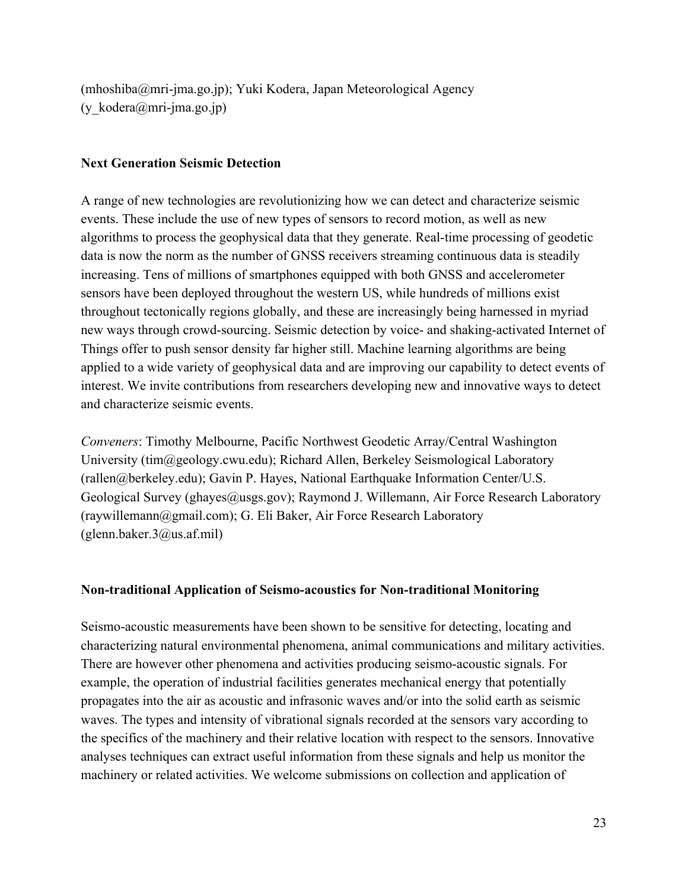(mhoshiba@mri-jma.go.jp); Yuki Kodera, Japan Meteorological Agency (y_kodera@mri-jma.go.jp)

**Next Generation Seismic Detection**

A range of new technologies are revolutionizing how we can detect and characterize seismic events. These include the use of new types of sensors to record motion, as well as new algorithms to process the geophysical data that they generate. Real-time processing of geodetic data is now the norm as the number of GNSS receivers streaming continuous data is steadily increasing. Tens of millions of smartphones equipped with both GNSS and accelerometer sensors have been deployed throughout the western US, while hundreds of millions exist throughout tectonically regions globally, and these are increasingly being harnessed in myriad new ways through crowd-sourcing. Seismic detection by voice- and shaking-activated Internet of Things offer to push sensor density far higher still. Machine learning algorithms are being applied to a wide variety of geophysical data and are improving our capability to detect events of interest. We invite contributions from researchers developing new and innovative ways to detect and characterize seismic events.

*Conveners*: Timothy Melbourne, Pacific Northwest Geodetic Array/Central Washington University (tim@geology.cwu.edu); Richard Allen, Berkeley Seismological Laboratory (rallen@berkeley.edu); Gavin P. Hayes, National Earthquake Information Center/U.S. Geological Survey (ghayes@usgs.gov); Raymond J. Willemann, Air Force Research Laboratory (raywillemann@gmail.com); G. Eli Baker, Air Force Research Laboratory (glenn.baker.3@us.af.mil)

**Non-traditional Application of Seismo-acoustics for Non-traditional Monitoring**

Seismo-acoustic measurements have been shown to be sensitive for detecting, locating and characterizing natural environmental phenomena, animal communications and military activities. There are however other phenomena and activities producing seismo-acoustic signals. For example, the operation of industrial facilities generates mechanical energy that potentially propagates into the air as acoustic and infrasonic waves and/or into the solid earth as seismic waves. The types and intensity of vibrational signals recorded at the sensors vary according to the specifics of the machinery and their relative location with respect to the sensors. Innovative analyses techniques can extract useful information from these signals and help us monitor the machinery or related activities. We welcome submissions on collection and application of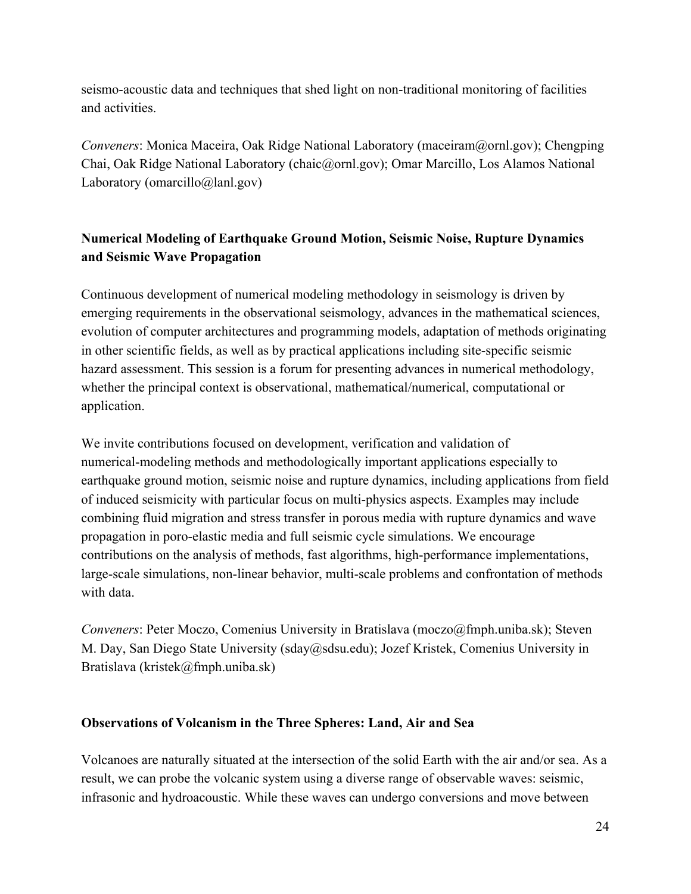seismo-acoustic data and techniques that shed light on non-traditional monitoring of facilities and activities.

*Conveners*: Monica Maceira, Oak Ridge National Laboratory (maceiram@ornl.gov); Chengping Chai, Oak Ridge National Laboratory (chaic@ornl.gov); Omar Marcillo, Los Alamos National Laboratory (omarcillo@lanl.gov)

### Numerical Modeling of Earthquake Ground Motion, Seismic Noise, Rupture Dynamics and Seismic Wave Propagation

Continuous development of numerical modeling methodology in seismology is driven by emerging requirements in the observational seismology, advances in the mathematical sciences, evolution of computer architectures and programming models, adaptation of methods originating in other scientific fields, as well as by practical applications including site-specific seismic hazard assessment. This session is a forum for presenting advances in numerical methodology, whether the principal context is observational, mathematical/numerical, computational or application.

We invite contributions focused on development, verification and validation of numerical-modeling methods and methodologically important applications especially to earthquake ground motion, seismic noise and rupture dynamics, including applications from field of induced seismicity with particular focus on multi-physics aspects. Examples may include combining fluid migration and stress transfer in porous media with rupture dynamics and wave propagation in poro-elastic media and full seismic cycle simulations. We encourage contributions on the analysis of methods, fast algorithms, high-performance implementations, large-scale simulations, non-linear behavior, multi-scale problems and confrontation of methods with data.

*Conveners*: Peter Moczo, Comenius University in Bratislava (moczo@fmph.uniba.sk); Steven M. Day, San Diego State University (sday@sdsu.edu); Jozef Kristek, Comenius University in Bratislava (kristek@fmph.uniba.sk)

### Observations of Volcanism in the Three Spheres: Land, Air and Sea

Volcanoes are naturally situated at the intersection of the solid Earth with the air and/or sea. As a result, we can probe the volcanic system using a diverse range of observable waves: seismic, infrasonic and hydroacoustic. While these waves can undergo conversions and move between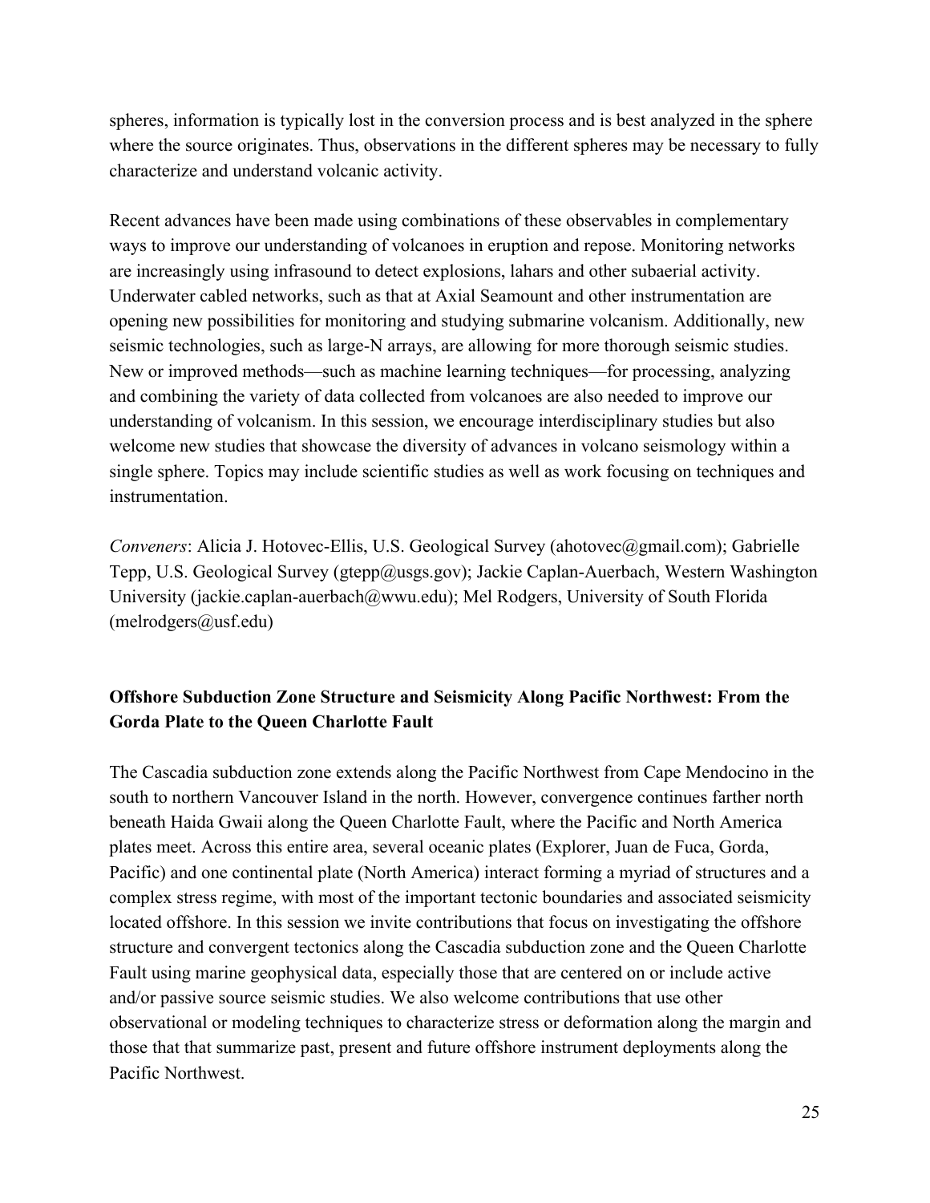spheres, information is typically lost in the conversion process and is best analyzed in the sphere where the source originates. Thus, observations in the different spheres may be necessary to fully characterize and understand volcanic activity.

Recent advances have been made using combinations of these observables in complementary ways to improve our understanding of volcanoes in eruption and repose. Monitoring networks are increasingly using infrasound to detect explosions, lahars and other subaerial activity. Underwater cabled networks, such as that at Axial Seamount and other instrumentation are opening new possibilities for monitoring and studying submarine volcanism. Additionally, new seismic technologies, such as large-N arrays, are allowing for more thorough seismic studies. New or improved methods—such as machine learning techniques—for processing, analyzing and combining the variety of data collected from volcanoes are also needed to improve our understanding of volcanism. In this session, we encourage interdisciplinary studies but also welcome new studies that showcase the diversity of advances in volcano seismology within a single sphere. Topics may include scientific studies as well as work focusing on techniques and instrumentation.

*Conveners*: Alicia J. Hotovec-Ellis, U.S. Geological Survey (ahotovec@gmail.com); Gabrielle Tepp, U.S. Geological Survey (gtepp@usgs.gov); Jackie Caplan-Auerbach, Western Washington University (jackie.caplan-auerbach@wwu.edu); Mel Rodgers, University of South Florida (melrodgers@usf.edu)

**Offshore Subduction Zone Structure and Seismicity Along Pacific Northwest: From the Gorda Plate to the Queen Charlotte Fault**

The Cascadia subduction zone extends along the Pacific Northwest from Cape Mendocino in the south to northern Vancouver Island in the north. However, convergence continues farther north beneath Haida Gwaii along the Queen Charlotte Fault, where the Pacific and North America plates meet. Across this entire area, several oceanic plates (Explorer, Juan de Fuca, Gorda, Pacific) and one continental plate (North America) interact forming a myriad of structures and a complex stress regime, with most of the important tectonic boundaries and associated seismicity located offshore. In this session we invite contributions that focus on investigating the offshore structure and convergent tectonics along the Cascadia subduction zone and the Queen Charlotte Fault using marine geophysical data, especially those that are centered on or include active and/or passive source seismic studies. We also welcome contributions that use other observational or modeling techniques to characterize stress or deformation along the margin and those that that summarize past, present and future offshore instrument deployments along the Pacific Northwest.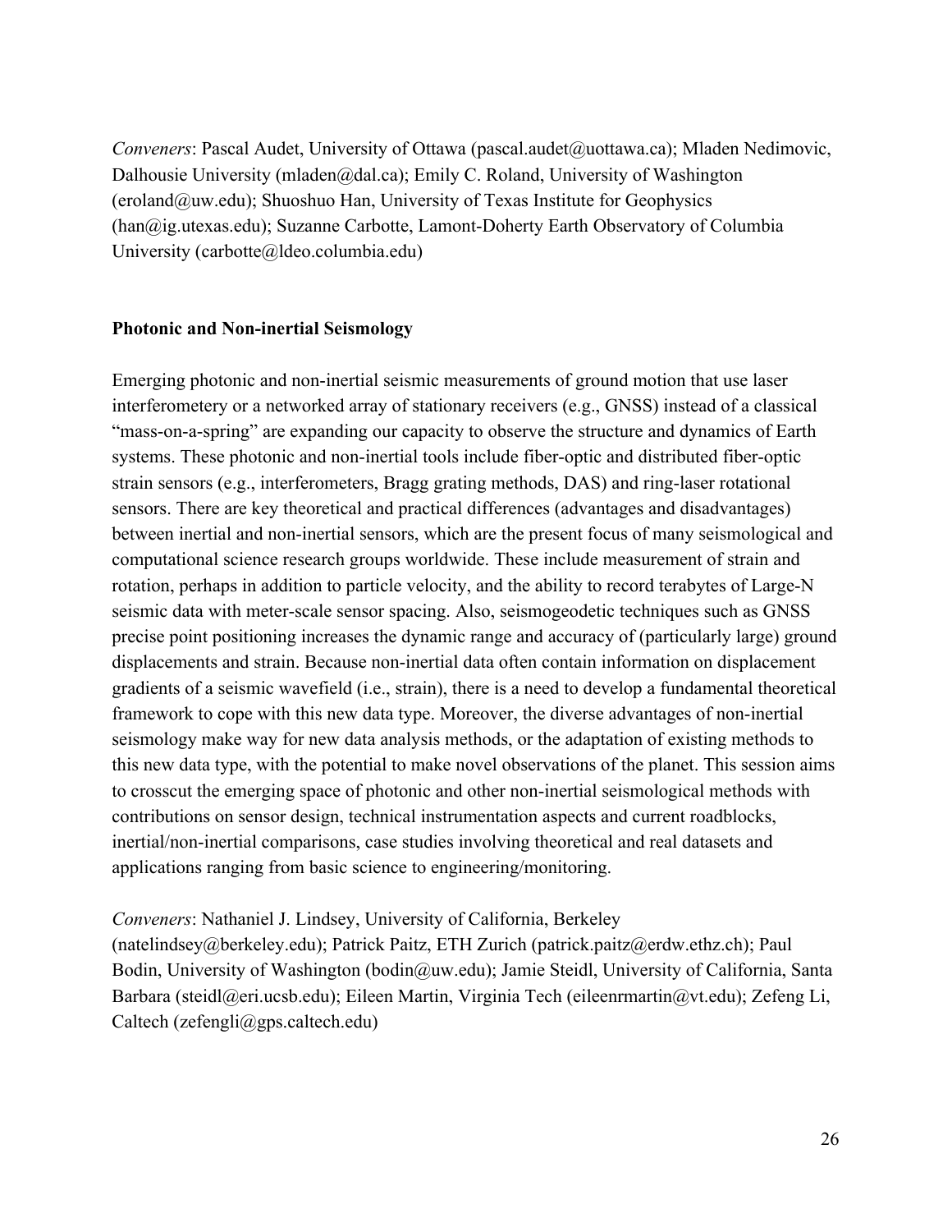*Conveners*: Pascal Audet, University of Ottawa (pascal.audet@uottawa.ca); Mladen Nedimovic, Dalhousie University (mladen@dal.ca); Emily C. Roland, University of Washington (eroland@uw.edu); Shuoshuo Han, University of Texas Institute for Geophysics (han@ig.utexas.edu); Suzanne Carbotte, Lamont-Doherty Earth Observatory of Columbia University (carbotte@ldeo.columbia.edu)

**Photonic and Non-inertial Seismology**

Emerging photonic and non-inertial seismic measurements of ground motion that use laser interferometery or a networked array of stationary receivers (e.g., GNSS) instead of a classical "mass-on-a-spring" are expanding our capacity to observe the structure and dynamics of Earth systems. These photonic and non-inertial tools include fiber-optic and distributed fiber-optic strain sensors (e.g., interferometers, Bragg grating methods, DAS) and ring-laser rotational sensors. There are key theoretical and practical differences (advantages and disadvantages) between inertial and non-inertial sensors, which are the present focus of many seismological and computational science research groups worldwide. These include measurement of strain and rotation, perhaps in addition to particle velocity, and the ability to record terabytes of Large-N seismic data with meter-scale sensor spacing. Also, seismogeodetic techniques such as GNSS precise point positioning increases the dynamic range and accuracy of (particularly large) ground displacements and strain. Because non-inertial data often contain information on displacement gradients of a seismic wavefield (i.e., strain), there is a need to develop a fundamental theoretical framework to cope with this new data type. Moreover, the diverse advantages of non-inertial seismology make way for new data analysis methods, or the adaptation of existing methods to this new data type, with the potential to make novel observations of the planet. This session aims to crosscut the emerging space of photonic and other non-inertial seismological methods with contributions on sensor design, technical instrumentation aspects and current roadblocks, inertial/non-inertial comparisons, case studies involving theoretical and real datasets and applications ranging from basic science to engineering/monitoring.

*Conveners*: Nathaniel J. Lindsey, University of California, Berkeley (natelindsey@berkeley.edu); Patrick Paitz, ETH Zurich (patrick.paitz@erdw.ethz.ch); Paul Bodin, University of Washington (bodin@uw.edu); Jamie Steidl, University of California, Santa Barbara (steidl@eri.ucsb.edu); Eileen Martin, Virginia Tech (eileenrmartin@vt.edu); Zefeng Li, Caltech (zefengli@gps.caltech.edu)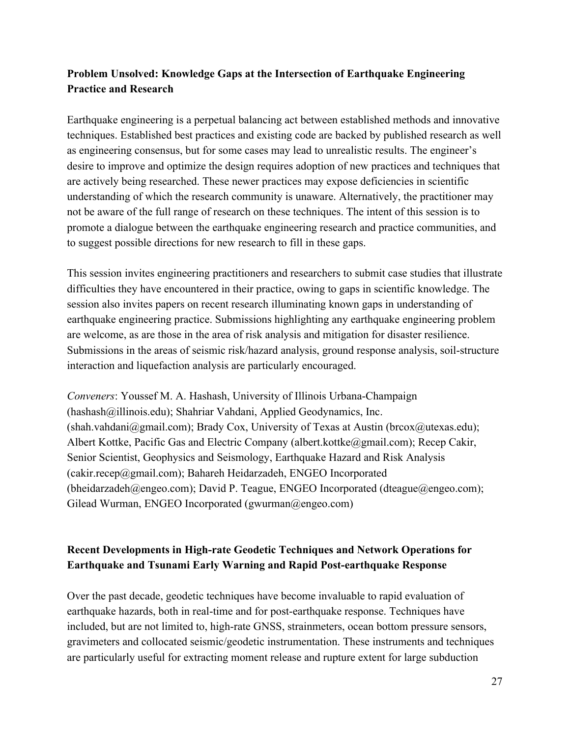## Problem Unsolved: Knowledge Gaps at the Intersection of Earthquake Engineering Practice and Research

Earthquake engineering is a perpetual balancing act between established methods and innovative techniques. Established best practices and existing code are backed by published research as well as engineering consensus, but for some cases may lead to unrealistic results. The engineer's desire to improve and optimize the design requires adoption of new practices and techniques that are actively being researched. These newer practices may expose deficiencies in scientific understanding of which the research community is unaware. Alternatively, the practitioner may not be aware of the full range of research on these techniques. The intent of this session is to promote a dialogue between the earthquake engineering research and practice communities, and to suggest possible directions for new research to fill in these gaps.

This session invites engineering practitioners and researchers to submit case studies that illustrate difficulties they have encountered in their practice, owing to gaps in scientific knowledge. The session also invites papers on recent research illuminating known gaps in understanding of earthquake engineering practice. Submissions highlighting any earthquake engineering problem are welcome, as are those in the area of risk analysis and mitigation for disaster resilience. Submissions in the areas of seismic risk/hazard analysis, ground response analysis, soil-structure interaction and liquefaction analysis are particularly encouraged.

*Conveners*: Youssef M. A. Hashash, University of Illinois Urbana-Champaign (hashash@illinois.edu); Shahriar Vahdani, Applied Geodynamics, Inc. (shah.vahdani@gmail.com); Brady Cox, University of Texas at Austin (brcox@utexas.edu); Albert Kottke, Pacific Gas and Electric Company (albert.kottke@gmail.com); Recep Cakir, Senior Scientist, Geophysics and Seismology, Earthquake Hazard and Risk Analysis (cakir.recep@gmail.com); Bahareh Heidarzadeh, ENGEO Incorporated (bheidarzadeh@engeo.com); David P. Teague, ENGEO Incorporated (dteague@engeo.com); Gilead Wurman, ENGEO Incorporated (gwurman@engeo.com)

## Recent Developments in High-rate Geodetic Techniques and Network Operations for Earthquake and Tsunami Early Warning and Rapid Post-earthquake Response

Over the past decade, geodetic techniques have become invaluable to rapid evaluation of earthquake hazards, both in real-time and for post-earthquake response. Techniques have included, but are not limited to, high-rate GNSS, strainmeters, ocean bottom pressure sensors, gravimeters and collocated seismic/geodetic instrumentation. These instruments and techniques are particularly useful for extracting moment release and rupture extent for large subduction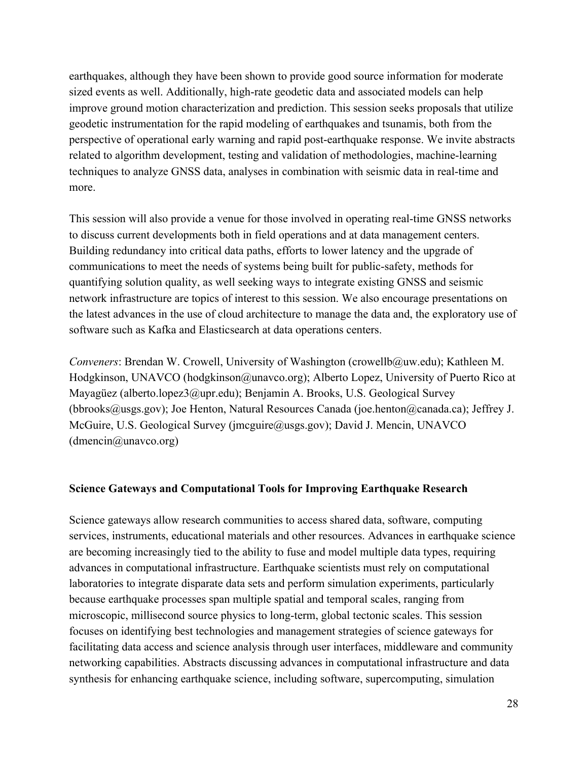earthquakes, although they have been shown to provide good source information for moderate sized events as well. Additionally, high-rate geodetic data and associated models can help improve ground motion characterization and prediction. This session seeks proposals that utilize geodetic instrumentation for the rapid modeling of earthquakes and tsunamis, both from the perspective of operational early warning and rapid post-earthquake response. We invite abstracts related to algorithm development, testing and validation of methodologies, machine-learning techniques to analyze GNSS data, analyses in combination with seismic data in real-time and more.

This session will also provide a venue for those involved in operating real-time GNSS networks to discuss current developments both in field operations and at data management centers. Building redundancy into critical data paths, efforts to lower latency and the upgrade of communications to meet the needs of systems being built for public-safety, methods for quantifying solution quality, as well seeking ways to integrate existing GNSS and seismic network infrastructure are topics of interest to this session. We also encourage presentations on the latest advances in the use of cloud architecture to manage the data and, the exploratory use of software such as Kafka and Elasticsearch at data operations centers.

*Conveners*: Brendan W. Crowell, University of Washington (crowellb@uw.edu); Kathleen M. Hodgkinson, UNAVCO (hodgkinson@unavco.org); Alberto Lopez, University of Puerto Rico at Mayagüez (alberto.lopez3@upr.edu); Benjamin A. Brooks, U.S. Geological Survey (bbrooks@usgs.gov); Joe Henton, Natural Resources Canada (joe.henton@canada.ca); Jeffrey J. McGuire, U.S. Geological Survey (jmcguire@usgs.gov); David J. Mencin, UNAVCO (dmencin@unavco.org)

**Science Gateways and Computational Tools for Improving Earthquake Research**

Science gateways allow research communities to access shared data, software, computing services, instruments, educational materials and other resources. Advances in earthquake science are becoming increasingly tied to the ability to fuse and model multiple data types, requiring advances in computational infrastructure. Earthquake scientists must rely on computational laboratories to integrate disparate data sets and perform simulation experiments, particularly because earthquake processes span multiple spatial and temporal scales, ranging from microscopic, millisecond source physics to long-term, global tectonic scales. This session focuses on identifying best technologies and management strategies of science gateways for facilitating data access and science analysis through user interfaces, middleware and community networking capabilities. Abstracts discussing advances in computational infrastructure and data synthesis for enhancing earthquake science, including software, supercomputing, simulation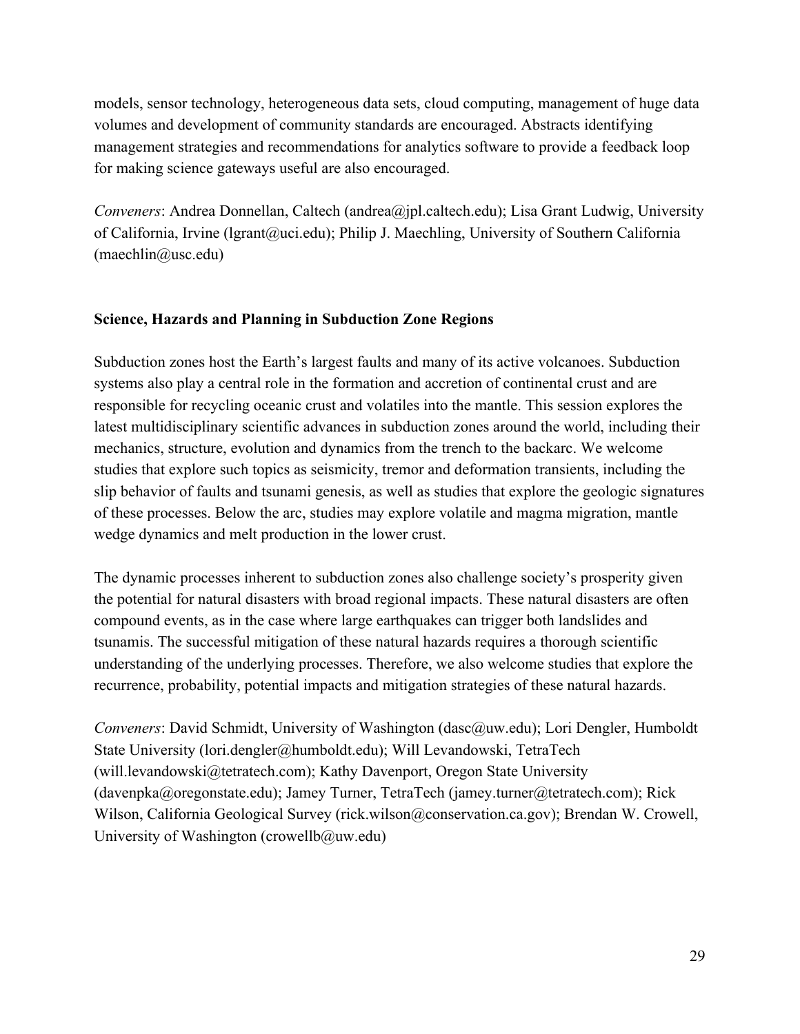models, sensor technology, heterogeneous data sets, cloud computing, management of huge data volumes and development of community standards are encouraged. Abstracts identifying management strategies and recommendations for analytics software to provide a feedback loop for making science gateways useful are also encouraged.

*Conveners*: Andrea Donnellan, Caltech (andrea@jpl.caltech.edu); Lisa Grant Ludwig, University of California, Irvine (lgrant@uci.edu); Philip J. Maechling, University of Southern California (maechlin@usc.edu)

**Science, Hazards and Planning in Subduction Zone Regions**

Subduction zones host the Earth's largest faults and many of its active volcanoes. Subduction systems also play a central role in the formation and accretion of continental crust and are responsible for recycling oceanic crust and volatiles into the mantle. This session explores the latest multidisciplinary scientific advances in subduction zones around the world, including their mechanics, structure, evolution and dynamics from the trench to the backarc. We welcome studies that explore such topics as seismicity, tremor and deformation transients, including the slip behavior of faults and tsunami genesis, as well as studies that explore the geologic signatures of these processes. Below the arc, studies may explore volatile and magma migration, mantle wedge dynamics and melt production in the lower crust.

The dynamic processes inherent to subduction zones also challenge society's prosperity given the potential for natural disasters with broad regional impacts. These natural disasters are often compound events, as in the case where large earthquakes can trigger both landslides and tsunamis. The successful mitigation of these natural hazards requires a thorough scientific understanding of the underlying processes. Therefore, we also welcome studies that explore the recurrence, probability, potential impacts and mitigation strategies of these natural hazards.

*Conveners*: David Schmidt, University of Washington (dasc@uw.edu); Lori Dengler, Humboldt State University (lori.dengler@humboldt.edu); Will Levandowski, TetraTech (will.levandowski@tetratech.com); Kathy Davenport, Oregon State University (davenpka@oregonstate.edu); Jamey Turner, TetraTech (jamey.turner@tetratech.com); Rick Wilson, California Geological Survey (rick.wilson@conservation.ca.gov); Brendan W. Crowell, University of Washington (crowellb@uw.edu)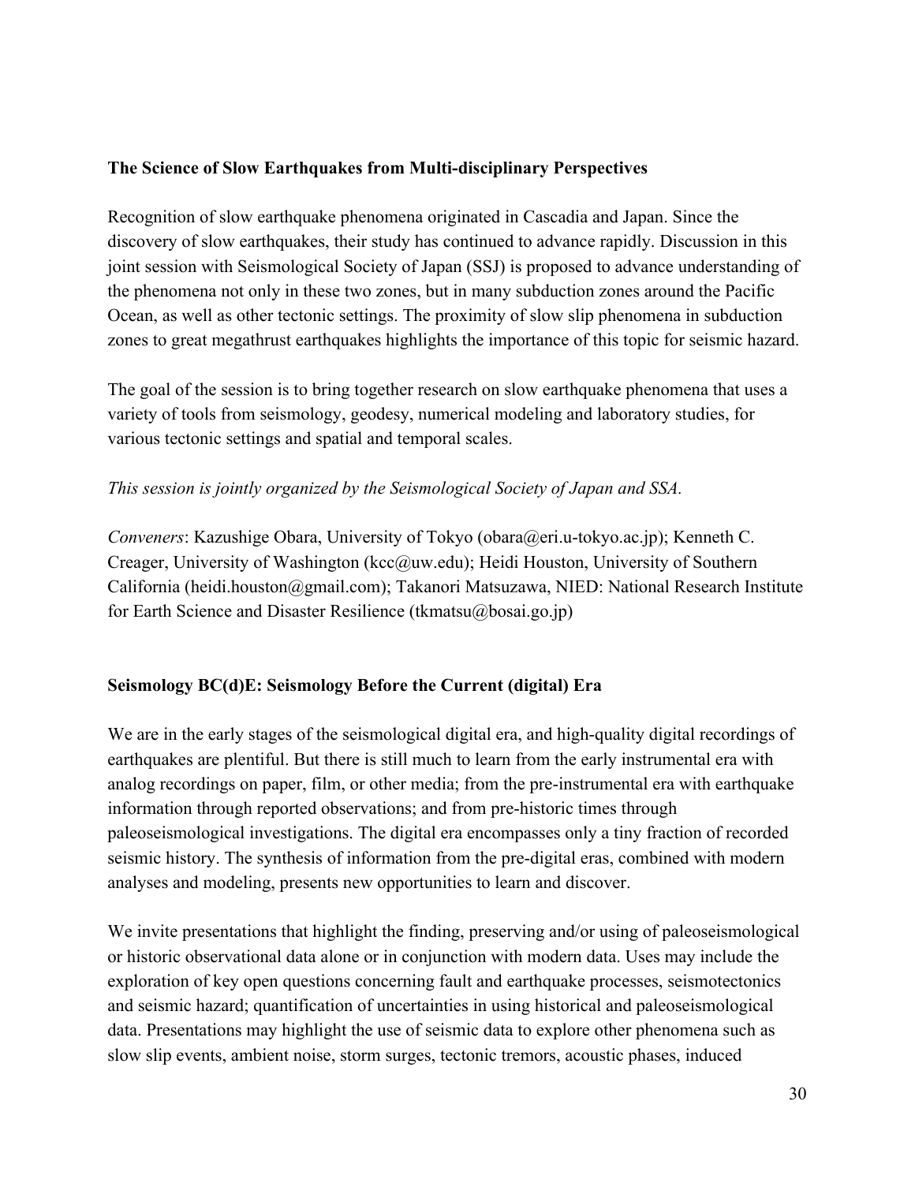**The Science of Slow Earthquakes from Multi-disciplinary Perspectives**

Recognition of slow earthquake phenomena originated in Cascadia and Japan. Since the discovery of slow earthquakes, their study has continued to advance rapidly. Discussion in this joint session with Seismological Society of Japan (SSJ) is proposed to advance understanding of the phenomena not only in these two zones, but in many subduction zones around the Pacific Ocean, as well as other tectonic settings. The proximity of slow slip phenomena in subduction zones to great megathrust earthquakes highlights the importance of this topic for seismic hazard.

The goal of the session is to bring together research on slow earthquake phenomena that uses a variety of tools from seismology, geodesy, numerical modeling and laboratory studies, for various tectonic settings and spatial and temporal scales.

*This session is jointly organized by the Seismological Society of Japan and SSA.*

*Conveners*: Kazushige Obara, University of Tokyo (obara@eri.u-tokyo.ac.jp); Kenneth C. Creager, University of Washington (kcc@uw.edu); Heidi Houston, University of Southern California (heidi.houston@gmail.com); Takanori Matsuzawa, NIED: National Research Institute for Earth Science and Disaster Resilience (tkmatsu@bosai.go.jp)

**Seismology BC(d)E: Seismology Before the Current (digital) Era**

We are in the early stages of the seismological digital era, and high-quality digital recordings of earthquakes are plentiful. But there is still much to learn from the early instrumental era with analog recordings on paper, film, or other media; from the pre-instrumental era with earthquake information through reported observations; and from pre-historic times through paleoseismological investigations. The digital era encompasses only a tiny fraction of recorded seismic history. The synthesis of information from the pre-digital eras, combined with modern analyses and modeling, presents new opportunities to learn and discover.

We invite presentations that highlight the finding, preserving and/or using of paleoseismological or historic observational data alone or in conjunction with modern data. Uses may include the exploration of key open questions concerning fault and earthquake processes, seismotectonics and seismic hazard; quantification of uncertainties in using historical and paleoseismological data. Presentations may highlight the use of seismic data to explore other phenomena such as slow slip events, ambient noise, storm surges, tectonic tremors, acoustic phases, induced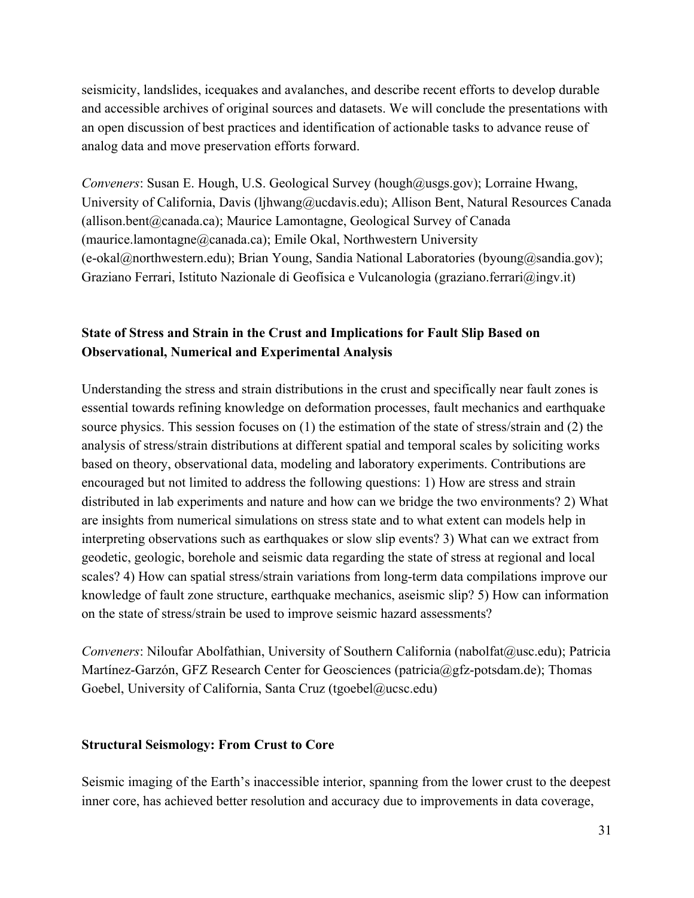seismicity, landslides, icequakes and avalanches, and describe recent efforts to develop durable and accessible archives of original sources and datasets. We will conclude the presentations with an open discussion of best practices and identification of actionable tasks to advance reuse of analog data and move preservation efforts forward.

*Conveners*: Susan E. Hough, U.S. Geological Survey (hough@usgs.gov); Lorraine Hwang, University of California, Davis (ljhwang@ucdavis.edu); Allison Bent, Natural Resources Canada (allison.bent@canada.ca); Maurice Lamontagne, Geological Survey of Canada (maurice.lamontagne@canada.ca); Emile Okal, Northwestern University (e-okal@northwestern.edu); Brian Young, Sandia National Laboratories (byoung@sandia.gov); Graziano Ferrari, Istituto Nazionale di Geofisica e Vulcanologia (graziano.ferrari@ingv.it)

**State of Stress and Strain in the Crust and Implications for Fault Slip Based on Observational, Numerical and Experimental Analysis**

Understanding the stress and strain distributions in the crust and specifically near fault zones is essential towards refining knowledge on deformation processes, fault mechanics and earthquake source physics. This session focuses on (1) the estimation of the state of stress/strain and (2) the analysis of stress/strain distributions at different spatial and temporal scales by soliciting works based on theory, observational data, modeling and laboratory experiments. Contributions are encouraged but not limited to address the following questions: 1) How are stress and strain distributed in lab experiments and nature and how can we bridge the two environments? 2) What are insights from numerical simulations on stress state and to what extent can models help in interpreting observations such as earthquakes or slow slip events? 3) What can we extract from geodetic, geologic, borehole and seismic data regarding the state of stress at regional and local scales? 4) How can spatial stress/strain variations from long-term data compilations improve our knowledge of fault zone structure, earthquake mechanics, aseismic slip? 5) How can information on the state of stress/strain be used to improve seismic hazard assessments?

*Conveners*: Niloufar Abolfathian, University of Southern California (nabolfat@usc.edu); Patricia Martínez-Garzón, GFZ Research Center for Geosciences (patricia@gfz-potsdam.de); Thomas Goebel, University of California, Santa Cruz (tgoebel@ucsc.edu)

**Structural Seismology: From Crust to Core**

Seismic imaging of the Earth's inaccessible interior, spanning from the lower crust to the deepest inner core, has achieved better resolution and accuracy due to improvements in data coverage,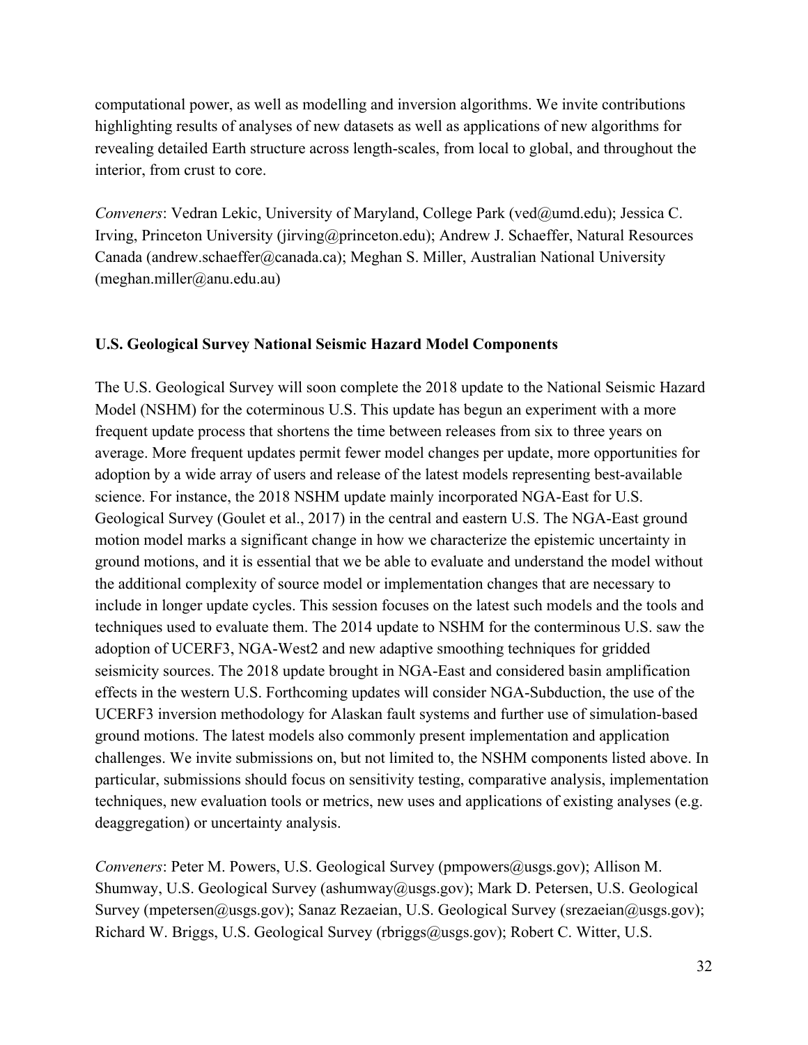computational power, as well as modelling and inversion algorithms. We invite contributions highlighting results of analyses of new datasets as well as applications of new algorithms for revealing detailed Earth structure across length-scales, from local to global, and throughout the interior, from crust to core.

*Conveners*: Vedran Lekic, University of Maryland, College Park (ved@umd.edu); Jessica C. Irving, Princeton University (jirving@princeton.edu); Andrew J. Schaeffer, Natural Resources Canada (andrew.schaeffer@canada.ca); Meghan S. Miller, Australian National University (meghan.miller@anu.edu.au)

**U.S. Geological Survey National Seismic Hazard Model Components**

The U.S. Geological Survey will soon complete the 2018 update to the National Seismic Hazard Model (NSHM) for the coterminous U.S. This update has begun an experiment with a more frequent update process that shortens the time between releases from six to three years on average. More frequent updates permit fewer model changes per update, more opportunities for adoption by a wide array of users and release of the latest models representing best-available science. For instance, the 2018 NSHM update mainly incorporated NGA-East for U.S. Geological Survey (Goulet et al., 2017) in the central and eastern U.S. The NGA-East ground motion model marks a significant change in how we characterize the epistemic uncertainty in ground motions, and it is essential that we be able to evaluate and understand the model without the additional complexity of source model or implementation changes that are necessary to include in longer update cycles. This session focuses on the latest such models and the tools and techniques used to evaluate them. The 2014 update to NSHM for the conterminous U.S. saw the adoption of UCERF3, NGA-West2 and new adaptive smoothing techniques for gridded seismicity sources. The 2018 update brought in NGA-East and considered basin amplification effects in the western U.S. Forthcoming updates will consider NGA-Subduction, the use of the UCERF3 inversion methodology for Alaskan fault systems and further use of simulation-based ground motions. The latest models also commonly present implementation and application challenges. We invite submissions on, but not limited to, the NSHM components listed above. In particular, submissions should focus on sensitivity testing, comparative analysis, implementation techniques, new evaluation tools or metrics, new uses and applications of existing analyses (e.g. deaggregation) or uncertainty analysis.

*Conveners*: Peter M. Powers, U.S. Geological Survey (pmpowers@usgs.gov); Allison M. Shumway, U.S. Geological Survey (ashumway@usgs.gov); Mark D. Petersen, U.S. Geological Survey (mpetersen@usgs.gov); Sanaz Rezaeian, U.S. Geological Survey (srezaeian@usgs.gov); Richard W. Briggs, U.S. Geological Survey (rbriggs@usgs.gov); Robert C. Witter, U.S.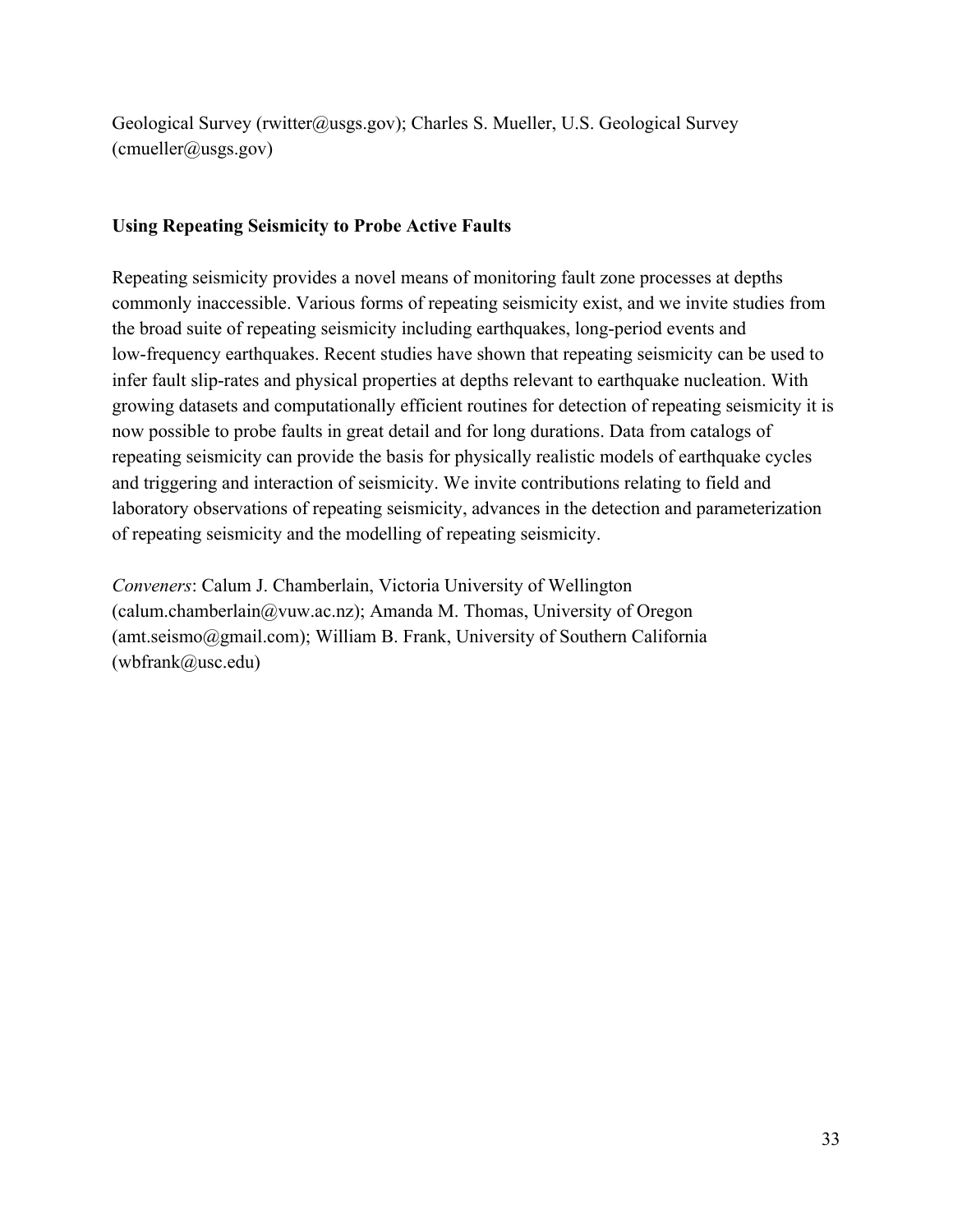Geological Survey (rwitter@usgs.gov); Charles S. Mueller, U.S. Geological Survey (cmueller@usgs.gov)

**Using Repeating Seismicity to Probe Active Faults**

Repeating seismicity provides a novel means of monitoring fault zone processes at depths commonly inaccessible. Various forms of repeating seismicity exist, and we invite studies from the broad suite of repeating seismicity including earthquakes, long-period events and low-frequency earthquakes. Recent studies have shown that repeating seismicity can be used to infer fault slip-rates and physical properties at depths relevant to earthquake nucleation. With growing datasets and computationally efficient routines for detection of repeating seismicity it is now possible to probe faults in great detail and for long durations. Data from catalogs of repeating seismicity can provide the basis for physically realistic models of earthquake cycles and triggering and interaction of seismicity. We invite contributions relating to field and laboratory observations of repeating seismicity, advances in the detection and parameterization of repeating seismicity and the modelling of repeating seismicity.

*Conveners*: Calum J. Chamberlain, Victoria University of Wellington (calum.chamberlain@vuw.ac.nz); Amanda M. Thomas, University of Oregon (amt.seismo@gmail.com); William B. Frank, University of Southern California (wbfrank@usc.edu)